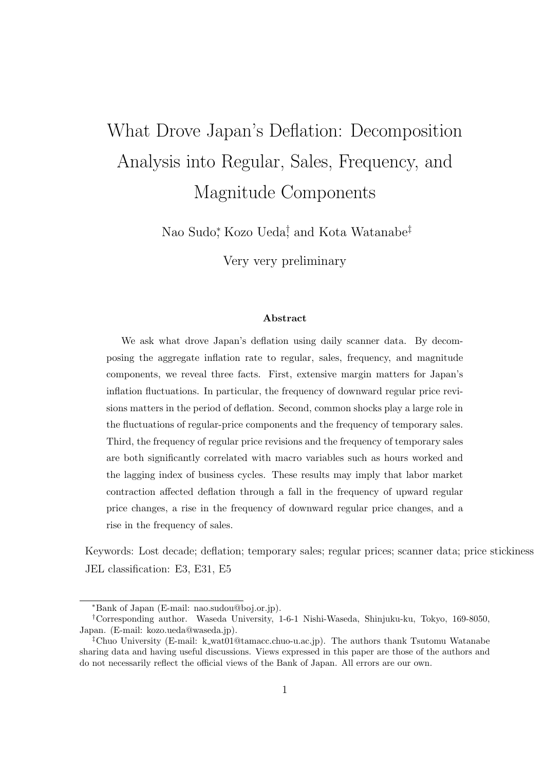# What Drove Japan's Deflation: Decomposition Analysis into Regular, Sales, Frequency, and Magnitude Components

Nao Sudo[*], Kozo Ueda[†], and Kota Watanabe[‡]

Very very preliminary

### Abstract

We ask what drove Japan's deflation using daily scanner data. By decomposing the aggregate inflation rate to regular, sales, frequency, and magnitude components, we reveal three facts. First, extensive margin matters for Japan's inflation fluctuations. In particular, the frequency of downward regular price revisions matters in the period of deflation. Second, common shocks play a large role in the fluctuations of regular-price components and the frequency of temporary sales. Third, the frequency of regular price revisions and the frequency of temporary sales are both significantly correlated with macro variables such as hours worked and the lagging index of business cycles. These results may imply that labor market contraction affected deflation through a fall in the frequency of upward regular price changes, a rise in the frequency of downward regular price changes, and a rise in the frequency of sales.

Keywords: Lost decade; deflation; temporary sales; regular prices; scanner data; price stickiness

JEL classification: E3, E31, E5

---

[*] Bank of Japan (E-mail: nao.sudou@boj.or.jp).

[†] Corresponding author. Waseda University, 1-6-1 Nishi-Waseda, Shinjuku-ku, Tokyo, 169-8050, Japan. (E-mail: kozo.ueda@waseda.jp).

[‡] Chuo University (E-mail: k_wat01@tamacc.chuo-u.ac.jp). The authors thank Tsutomu Watanabe sharing data and having useful discussions. Views expressed in this paper are those of the authors and do not necessarily reflect the official views of the Bank of Japan. All errors are our own.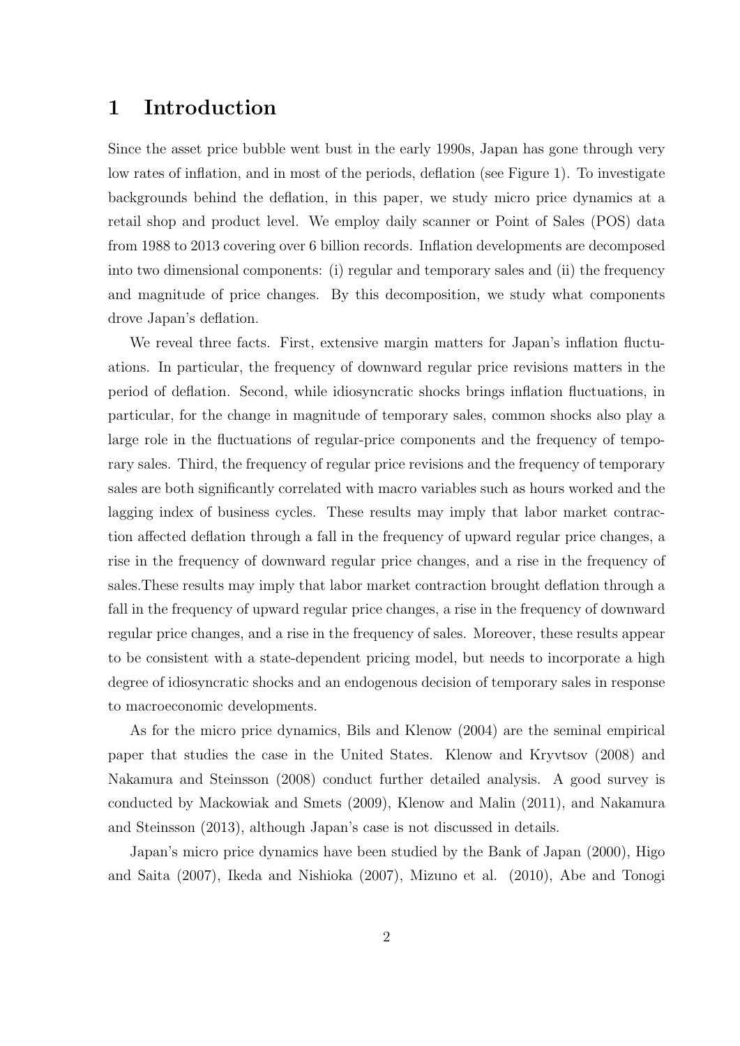# 1 Introduction

Since the asset price bubble went bust in the early 1990s, Japan has gone through very low rates of inflation, and in most of the periods, deflation (see Figure 1). To investigate backgrounds behind the deflation, in this paper, we study micro price dynamics at a retail shop and product level. We employ daily scanner or Point of Sales (POS) data from 1988 to 2013 covering over 6 billion records. Inflation developments are decomposed into two dimensional components: (i) regular and temporary sales and (ii) the frequency and magnitude of price changes. By this decomposition, we study what components drove Japan's deflation.

We reveal three facts. First, extensive margin matters for Japan's inflation fluctuations. In particular, the frequency of downward regular price revisions matters in the period of deflation. Second, while idiosyncratic shocks brings inflation fluctuations, in particular, for the change in magnitude of temporary sales, common shocks also play a large role in the fluctuations of regular-price components and the frequency of temporary sales. Third, the frequency of regular price revisions and the frequency of temporary sales are both significantly correlated with macro variables such as hours worked and the lagging index of business cycles. These results may imply that labor market contraction affected deflation through a fall in the frequency of upward regular price changes, a rise in the frequency of downward regular price changes, and a rise in the frequency of sales.These results may imply that labor market contraction brought deflation through a fall in the frequency of upward regular price changes, a rise in the frequency of downward regular price changes, and a rise in the frequency of sales. Moreover, these results appear to be consistent with a state-dependent pricing model, but needs to incorporate a high degree of idiosyncratic shocks and an endogenous decision of temporary sales in response to macroeconomic developments.

As for the micro price dynamics, Bils and Klenow (2004) are the seminal empirical paper that studies the case in the United States. Klenow and Kryvtsov (2008) and Nakamura and Steinsson (2008) conduct further detailed analysis. A good survey is conducted by Mackowiak and Smets (2009), Klenow and Malin (2011), and Nakamura and Steinsson (2013), although Japan's case is not discussed in details.

Japan's micro price dynamics have been studied by the Bank of Japan (2000), Higo and Saita (2007), Ikeda and Nishioka (2007), Mizuno et al. (2010), Abe and Tonogi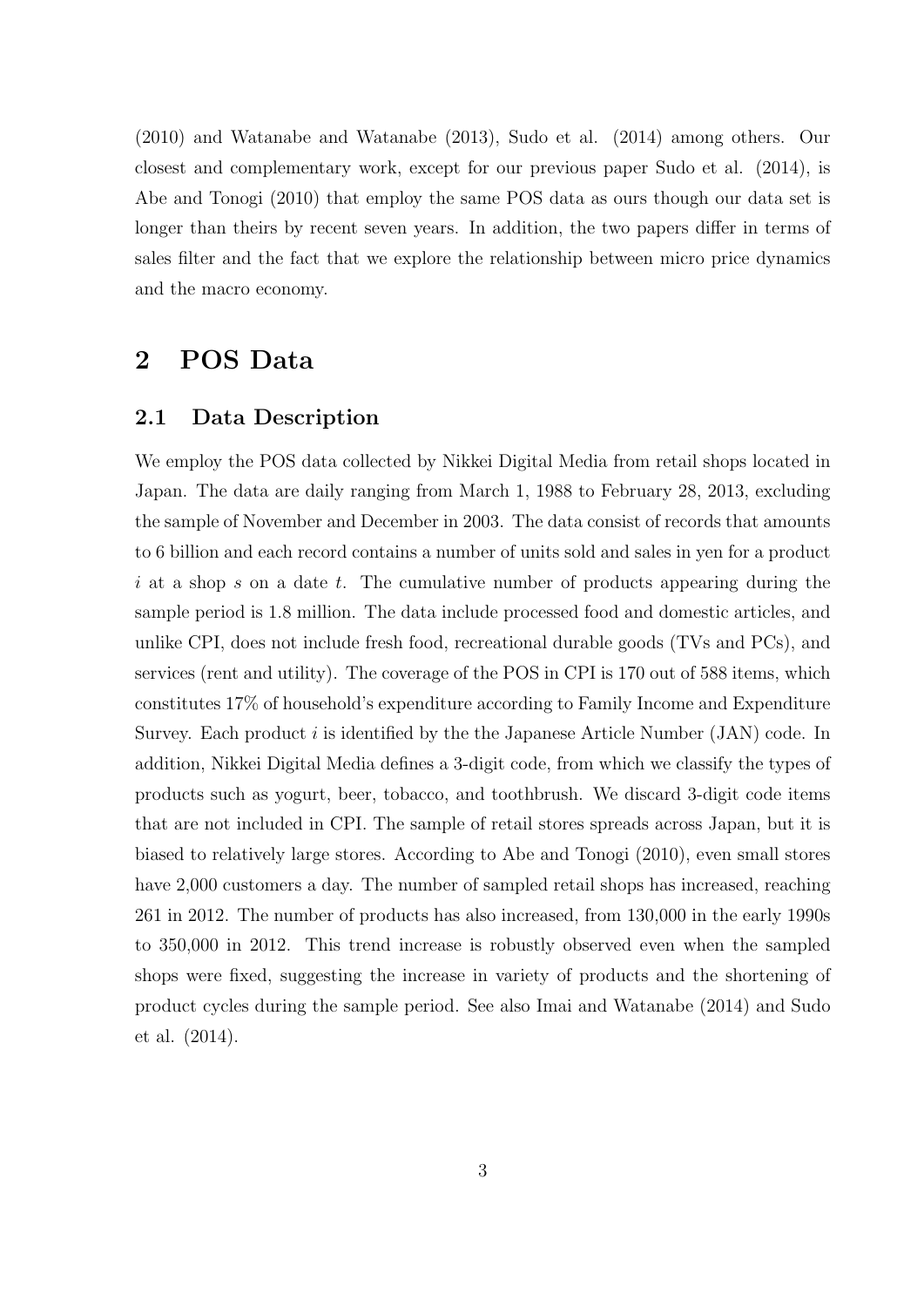(2010) and Watanabe and Watanabe (2013), Sudo et al. (2014) among others. Our closest and complementary work, except for our previous paper Sudo et al. (2014), is Abe and Tonogi (2010) that employ the same POS data as ours though our data set is longer than theirs by recent seven years. In addition, the two papers differ in terms of sales filter and the fact that we explore the relationship between micro price dynamics and the macro economy.

# 2 POS Data

## 2.1 Data Description

We employ the POS data collected by Nikkei Digital Media from retail shops located in Japan. The data are daily ranging from March 1, 1988 to February 28, 2013, excluding the sample of November and December in 2003. The data consist of records that amounts to 6 billion and each record contains a number of units sold and sales in yen for a product $i$ at a shop $s$ on a date $t$. The cumulative number of products appearing during the sample period is 1.8 million. The data include processed food and domestic articles, and unlike CPI, does not include fresh food, recreational durable goods (TVs and PCs), and services (rent and utility). The coverage of the POS in CPI is 170 out of 588 items, which constitutes 17% of household's expenditure according to Family Income and Expenditure Survey. Each product $i$ is identified by the the Japanese Article Number (JAN) code. In addition, Nikkei Digital Media defines a 3-digit code, from which we classify the types of products such as yogurt, beer, tobacco, and toothbrush. We discard 3-digit code items that are not included in CPI. The sample of retail stores spreads across Japan, but it is biased to relatively large stores. According to Abe and Tonogi (2010), even small stores have 2,000 customers a day. The number of sampled retail shops has increased, reaching 261 in 2012. The number of products has also increased, from 130,000 in the early 1990s to 350,000 in 2012. This trend increase is robustly observed even when the sampled shops were fixed, suggesting the increase in variety of products and the shortening of product cycles during the sample period. See also Imai and Watanabe (2014) and Sudo et al. (2014).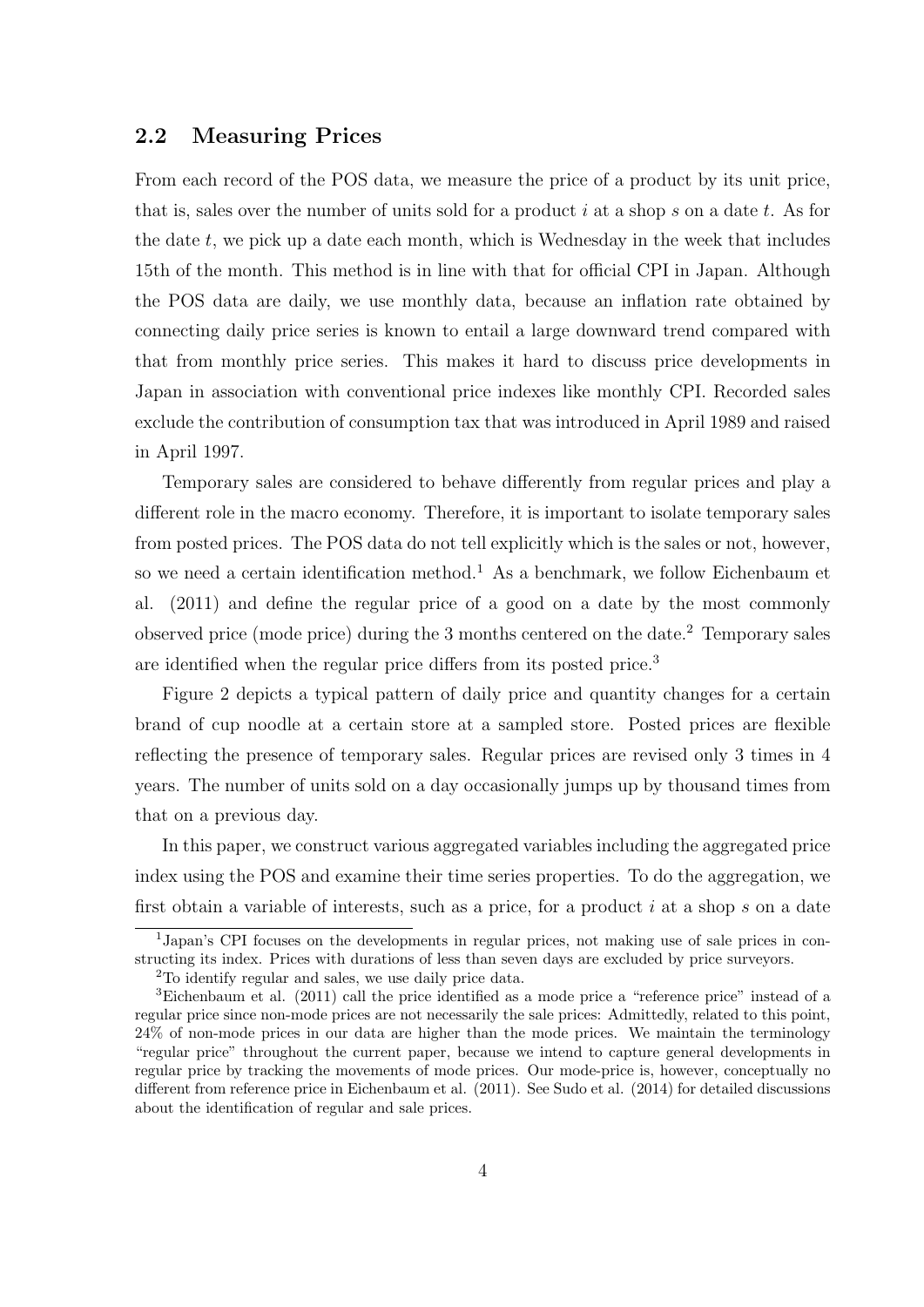## 2.2 Measuring Prices

From each record of the POS data, we measure the price of a product by its unit price, that is, sales over the number of units sold for a product $i$ at a shop $s$ on a date $t$. As for the date $t$, we pick up a date each month, which is Wednesday in the week that includes 15th of the month. This method is in line with that for official CPI in Japan. Although the POS data are daily, we use monthly data, because an inflation rate obtained by connecting daily price series is known to entail a large downward trend compared with that from monthly price series. This makes it hard to discuss price developments in Japan in association with conventional price indexes like monthly CPI. Recorded sales exclude the contribution of consumption tax that was introduced in April 1989 and raised in April 1997.

Temporary sales are considered to behave differently from regular prices and play a different role in the macro economy. Therefore, it is important to isolate temporary sales from posted prices. The POS data do not tell explicitly which is the sales or not, however, so we need a certain identification method.[1] As a benchmark, we follow Eichenbaum et al. (2011) and define the regular price of a good on a date by the most commonly observed price (mode price) during the 3 months centered on the date.[2] Temporary sales are identified when the regular price differs from its posted price.[3]

Figure 2 depicts a typical pattern of daily price and quantity changes for a certain brand of cup noodle at a certain store at a sampled store. Posted prices are flexible reflecting the presence of temporary sales. Regular prices are revised only 3 times in 4 years. The number of units sold on a day occasionally jumps up by thousand times from that on a previous day.

In this paper, we construct various aggregated variables including the aggregated price index using the POS and examine their time series properties. To do the aggregation, we first obtain a variable of interests, such as a price, for a product $i$ at a shop $s$ on a date

[1] Japan's CPI focuses on the developments in regular prices, not making use of sale prices in constructing its index. Prices with durations of less than seven days are excluded by price surveyors.

[2] To identify regular and sales, we use daily price data.

[3] Eichenbaum et al. (2011) call the price identified as a mode price a "reference price" instead of a regular price since non-mode prices are not necessarily the sale prices: Admittedly, related to this point, 24% of non-mode prices in our data are higher than the mode prices. We maintain the terminology "regular price" throughout the current paper, because we intend to capture general developments in regular price by tracking the movements of mode prices. Our mode-price is, however, conceptually no different from reference price in Eichenbaum et al. (2011). See Sudo et al. (2014) for detailed discussions about the identification of regular and sale prices.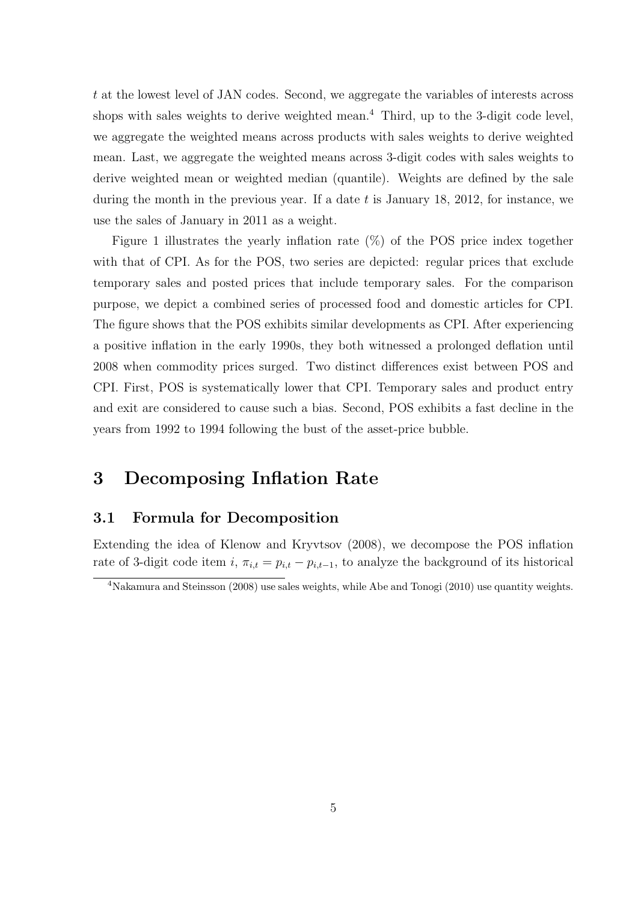$t$ at the lowest level of JAN codes. Second, we aggregate the variables of interests across shops with sales weights to derive weighted mean.[4] Third, up to the 3-digit code level, we aggregate the weighted means across products with sales weights to derive weighted mean. Last, we aggregate the weighted means across 3-digit codes with sales weights to derive weighted mean or weighted median (quantile). Weights are defined by the sale during the month in the previous year. If a date $t$ is January 18, 2012, for instance, we use the sales of January in 2011 as a weight.

Figure 1 illustrates the yearly inflation rate (%) of the POS price index together with that of CPI. As for the POS, two series are depicted: regular prices that exclude temporary sales and posted prices that include temporary sales. For the comparison purpose, we depict a combined series of processed food and domestic articles for CPI. The figure shows that the POS exhibits similar developments as CPI. After experiencing a positive inflation in the early 1990s, they both witnessed a prolonged deflation until 2008 when commodity prices surged. Two distinct differences exist between POS and CPI. First, POS is systematically lower that CPI. Temporary sales and product entry and exit are considered to cause such a bias. Second, POS exhibits a fast decline in the years from 1992 to 1994 following the bust of the asset-price bubble.

# 3 Decomposing Inflation Rate

## 3.1 Formula for Decomposition

Extending the idea of Klenow and Kryvtsov (2008), we decompose the POS inflation rate of 3-digit code item $i$, $\pi_{i,t} = p_{i,t} - p_{i,t-1}$, to analyze the background of its historical

[4] Nakamura and Steinsson (2008) use sales weights, while Abe and Tonogi (2010) use quantity weights.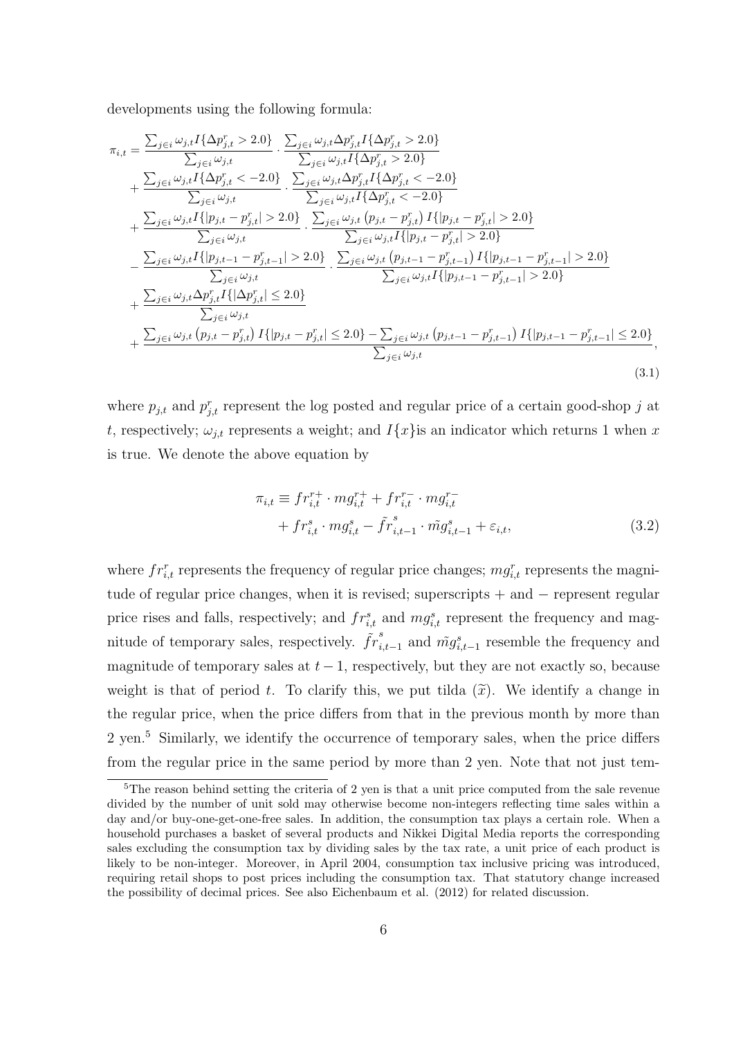developments using the following formula:

$$
\begin{aligned}
\pi_{i,t} = & \frac{\sum_{j\in i}\omega_{j,t} I\{\Delta p^r_{j,t} > 2.0\}}{\sum_{j\in i}\omega_{j,t}} \cdot \frac{\sum_{j\in i}\omega_{j,t}\Delta p^r_{j,t} I\{\Delta p^r_{j,t} > 2.0\}}{\sum_{j\in i}\omega_{j,t} I\{\Delta p^r_{j,t} > 2.0\}} \\
& + \frac{\sum_{j\in i}\omega_{j,t} I\{\Delta p^r_{j,t} < -2.0\}}{\sum_{j\in i}\omega_{j,t}} \cdot \frac{\sum_{j\in i}\omega_{j,t}\Delta p^r_{j,t} I\{\Delta p^r_{j,t} < -2.0\}}{\sum_{j\in i}\omega_{j,t} I\{\Delta p^r_{j,t} < -2.0\}} \\
& + \frac{\sum_{j\in i}\omega_{j,t} I\{|p_{j,t} - p^r_{j,t}| > 2.0\}}{\sum_{j\in i}\omega_{j,t}} \cdot \frac{\sum_{j\in i}\omega_{j,t}\left(p_{j,t} - p^r_{j,t}\right) I\{|p_{j,t} - p^r_{j,t}| > 2.0\}}{\sum_{j\in i}\omega_{j,t} I\{|p_{j,t} - p^r_{j,t}| > 2.0\}} \\
& - \frac{\sum_{j\in i}\omega_{j,t} I\{|p_{j,t-1} - p^r_{j,t-1}| > 2.0\}}{\sum_{j\in i}\omega_{j,t}} \cdot \frac{\sum_{j\in i}\omega_{j,t}\left(p_{j,t-1} - p^r_{j,t-1}\right) I\{|p_{j,t-1} - p^r_{j,t-1}| > 2.0\}}{\sum_{j\in i}\omega_{j,t} I\{|p_{j,t-1} - p^r_{j,t-1}| > 2.0\}} \\
& + \frac{\sum_{j\in i}\omega_{j,t}\Delta p^r_{j,t} I\{|\Delta p^r_{j,t}| \leq 2.0\}}{\sum_{j\in i}\omega_{j,t}} \\
& + \frac{\sum_{j\in i}\omega_{j,t}\left(p_{j,t} - p^r_{j,t}\right) I\{|p_{j,t} - p^r_{j,t}| \leq 2.0\} - \sum_{j\in i}\omega_{j,t}\left(p_{j,t-1} - p^r_{j,t-1}\right) I\{|p_{j,t-1} - p^r_{j,t-1}| \leq 2.0\}}{\sum_{j\in i}\omega_{j,t}},
\end{aligned}
\tag{3.1}
$$

where $p_{j,t}$ and $p^r_{j,t}$ represent the log posted and regular price of a certain good-shop $j$ at $t$, respectively; $\omega_{j,t}$ represents a weight; and $I\{x\}$is an indicator which returns 1 when $x$ is true. We denote the above equation by

$$
\begin{aligned}
\pi_{i,t} \equiv & fr^{r+}_{i,t} \cdot mg^{r+}_{i,t} + fr^{r-}_{i,t} \cdot mg^{r-}_{i,t} \\
& + fr^{s}_{i,t} \cdot mg^{s}_{i,t} - \tilde{fr}^{s}_{i,t-1} \cdot \tilde{mg}^{s}_{i,t-1} + \varepsilon_{i,t},
\end{aligned}
\tag{3.2}
$$

where $fr^r_{i,t}$ represents the frequency of regular price changes; $mg^r_{i,t}$ represents the magnitude of regular price changes, when it is revised; superscripts + and − represent regular price rises and falls, respectively; and $fr^s_{i,t}$ and $mg^s_{i,t}$ represent the frequency and magnitude of temporary sales, respectively. $\tilde{fr}^s_{i,t-1}$ and $\tilde{mg}^s_{i,t-1}$ resemble the frequency and magnitude of temporary sales at $t-1$, respectively, but they are not exactly so, because weight is that of period $t$. To clarify this, we put tilda ($\tilde{x}$). We identify a change in the regular price, when the price differs from that in the previous month by more than 2 yen.[5] Similarly, we identify the occurrence of temporary sales, when the price differs from the regular price in the same period by more than 2 yen. Note that not just tem-

[5]The reason behind setting the criteria of 2 yen is that a unit price computed from the sale revenue divided by the number of unit sold may otherwise become non-integers reflecting time sales within a day and/or buy-one-get-one-free sales. In addition, the consumption tax plays a certain role. When a household purchases a basket of several products and Nikkei Digital Media reports the corresponding sales excluding the consumption tax by dividing sales by the tax rate, a unit price of each product is likely to be non-integer. Moreover, in April 2004, consumption tax inclusive pricing was introduced, requiring retail shops to post prices including the consumption tax. That statutory change increased the possibility of decimal prices. See also Eichenbaum et al. (2012) for related discussion.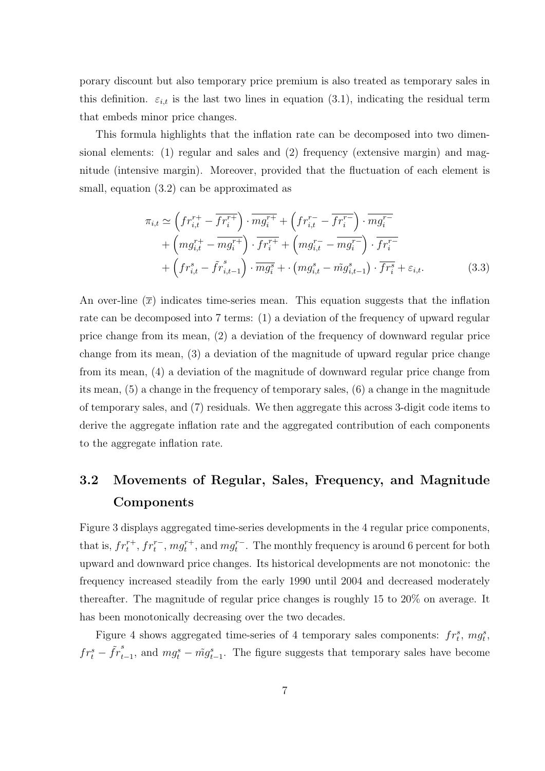porary discount but also temporary price premium is also treated as temporary sales in this definition. $\varepsilon_{i,t}$ is the last two lines in equation (3.1), indicating the residual term that embeds minor price changes.

This formula highlights that the inflation rate can be decomposed into two dimensional elements: (1) regular and sales and (2) frequency (extensive margin) and magnitude (intensive margin). Moreover, provided that the fluctuation of each element is small, equation (3.2) can be approximated as

$$
\begin{aligned}
\pi_{i,t} \simeq & \left(fr_{i,t}^{r+} - \overline{fr_i^{r+}}\right) \cdot \overline{mg_i^{r+}} + \left(fr_{i,t}^{r-} - \overline{fr_i^{r-}}\right) \cdot \overline{mg_i^{r-}} \\
& + \left(mg_{i,t}^{r+} - \overline{mg_i^{r+}}\right) \cdot \overline{fr_i^{r+}} + \left(mg_{i,t}^{r-} - \overline{mg_i^{r-}}\right) \cdot \overline{fr_i^{r-}} \\
& + \left(fr_{i,t}^{s} - \tilde{fr}_{i,t-1}^{s}\right) \cdot \overline{mg_i^{s}} + \cdot \left(mg_{i,t}^{s} - \tilde{mg}_{i,t-1}^{s}\right) \cdot \overline{fr_i^{s}} + \varepsilon_{i,t}.
\end{aligned} \tag{3.3}
$$

An over-line ($\overline{x}$) indicates time-series mean. This equation suggests that the inflation rate can be decomposed into 7 terms: (1) a deviation of the frequency of upward regular price change from its mean, (2) a deviation of the frequency of downward regular price change from its mean, (3) a deviation of the magnitude of upward regular price change from its mean, (4) a deviation of the magnitude of downward regular price change from its mean, (5) a change in the frequency of temporary sales, (6) a change in the magnitude of temporary sales, and (7) residuals. We then aggregate this across 3-digit code items to derive the aggregate inflation rate and the aggregated contribution of each components to the aggregate inflation rate.

## 3.2 Movements of Regular, Sales, Frequency, and Magnitude Components

Figure 3 displays aggregated time-series developments in the 4 regular price components, that is, $fr_t^{r+}$, $fr_t^{r-}$, $mg_t^{r+}$, and $mg_t^{r-}$. The monthly frequency is around 6 percent for both upward and downward price changes. Its historical developments are not monotonic: the frequency increased steadily from the early 1990 until 2004 and decreased moderately thereafter. The magnitude of regular price changes is roughly 15 to 20% on average. It has been monotonically decreasing over the two decades.

Figure 4 shows aggregated time-series of 4 temporary sales components: $fr_t^s$, $mg_t^s$, $fr_t^s - \tilde{fr}_{t-1}^s$, and $mg_t^s - \tilde{mg}_{t-1}^s$. The figure suggests that temporary sales have become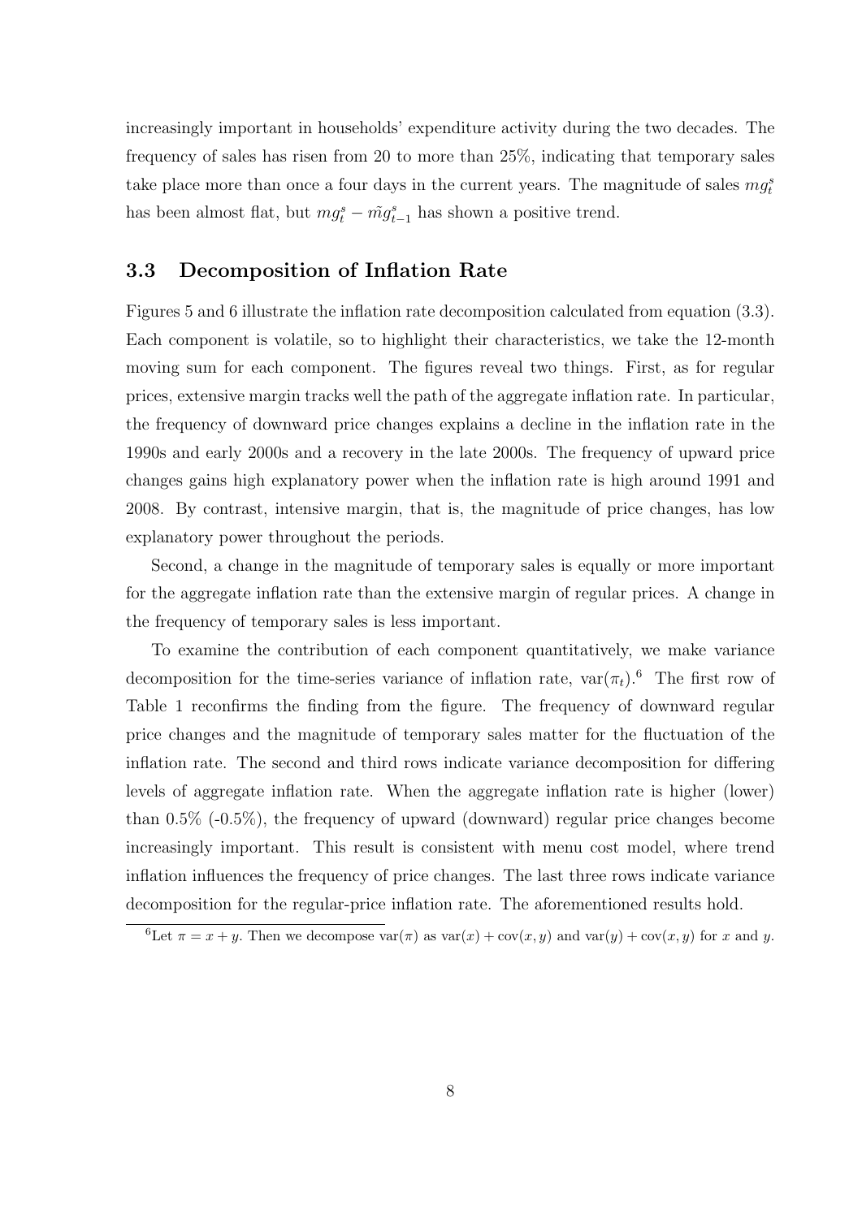increasingly important in households' expenditure activity during the two decades. The frequency of sales has risen from 20 to more than 25%, indicating that temporary sales take place more than once a four days in the current years. The magnitude of sales $mg_t^s$ has been almost flat, but $mg_t^s - \tilde{mg}_{t-1}^s$ has shown a positive trend.

### 3.3 Decomposition of Inflation Rate

Figures 5 and 6 illustrate the inflation rate decomposition calculated from equation (3.3). Each component is volatile, so to highlight their characteristics, we take the 12-month moving sum for each component. The figures reveal two things. First, as for regular prices, extensive margin tracks well the path of the aggregate inflation rate. In particular, the frequency of downward price changes explains a decline in the inflation rate in the 1990s and early 2000s and a recovery in the late 2000s. The frequency of upward price changes gains high explanatory power when the inflation rate is high around 1991 and 2008. By contrast, intensive margin, that is, the magnitude of price changes, has low explanatory power throughout the periods.

Second, a change in the magnitude of temporary sales is equally or more important for the aggregate inflation rate than the extensive margin of regular prices. A change in the frequency of temporary sales is less important.

To examine the contribution of each component quantitatively, we make variance decomposition for the time-series variance of inflation rate, $\text{var}(\pi_t)$.[6] The first row of Table 1 reconfirms the finding from the figure. The frequency of downward regular price changes and the magnitude of temporary sales matter for the fluctuation of the inflation rate. The second and third rows indicate variance decomposition for differing levels of aggregate inflation rate. When the aggregate inflation rate is higher (lower) than 0.5% (-0.5%), the frequency of upward (downward) regular price changes become increasingly important. This result is consistent with menu cost model, where trend inflation influences the frequency of price changes. The last three rows indicate variance decomposition for the regular-price inflation rate. The aforementioned results hold.

[6] Let $\pi = x + y$. Then we decompose $\text{var}(\pi)$ as $\text{var}(x) + \text{cov}(x, y)$ and $\text{var}(y) + \text{cov}(x, y)$ for $x$ and $y$.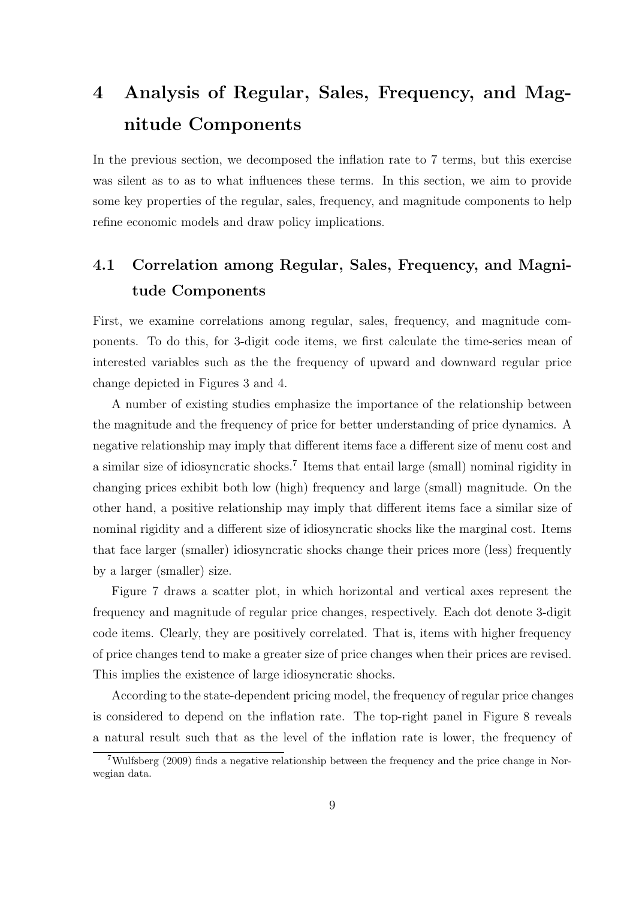# 4 Analysis of Regular, Sales, Frequency, and Magnitude Components

In the previous section, we decomposed the inflation rate to 7 terms, but this exercise was silent as to as to what influences these terms. In this section, we aim to provide some key properties of the regular, sales, frequency, and magnitude components to help refine economic models and draw policy implications.

## 4.1 Correlation among Regular, Sales, Frequency, and Magnitude Components

First, we examine correlations among regular, sales, frequency, and magnitude components. To do this, for 3-digit code items, we first calculate the time-series mean of interested variables such as the the frequency of upward and downward regular price change depicted in Figures 3 and 4.

A number of existing studies emphasize the importance of the relationship between the magnitude and the frequency of price for better understanding of price dynamics. A negative relationship may imply that different items face a different size of menu cost and a similar size of idiosyncratic shocks.[7] Items that entail large (small) nominal rigidity in changing prices exhibit both low (high) frequency and large (small) magnitude. On the other hand, a positive relationship may imply that different items face a similar size of nominal rigidity and a different size of idiosyncratic shocks like the marginal cost. Items that face larger (smaller) idiosyncratic shocks change their prices more (less) frequently by a larger (smaller) size.

Figure 7 draws a scatter plot, in which horizontal and vertical axes represent the frequency and magnitude of regular price changes, respectively. Each dot denote 3-digit code items. Clearly, they are positively correlated. That is, items with higher frequency of price changes tend to make a greater size of price changes when their prices are revised. This implies the existence of large idiosyncratic shocks.

According to the state-dependent pricing model, the frequency of regular price changes is considered to depend on the inflation rate. The top-right panel in Figure 8 reveals a natural result such that as the level of the inflation rate is lower, the frequency of

[7] Wulfsberg (2009) finds a negative relationship between the frequency and the price change in Norwegian data.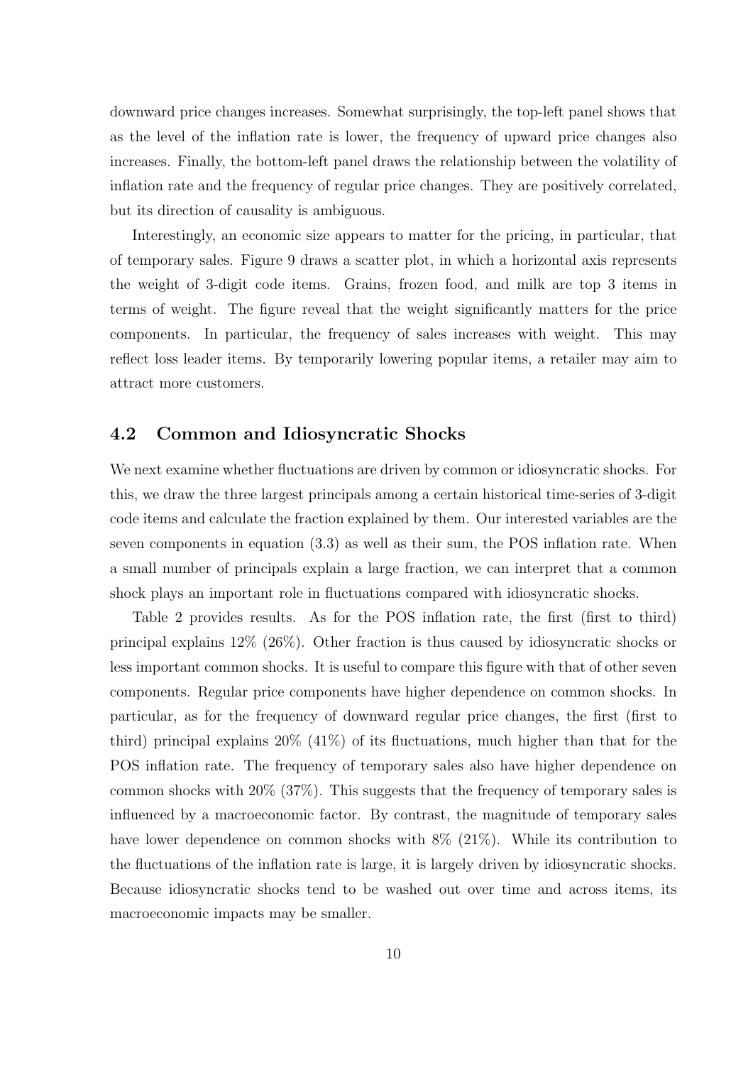downward price changes increases. Somewhat surprisingly, the top-left panel shows that as the level of the inflation rate is lower, the frequency of upward price changes also increases. Finally, the bottom-left panel draws the relationship between the volatility of inflation rate and the frequency of regular price changes. They are positively correlated, but its direction of causality is ambiguous.

Interestingly, an economic size appears to matter for the pricing, in particular, that of temporary sales. Figure 9 draws a scatter plot, in which a horizontal axis represents the weight of 3-digit code items. Grains, frozen food, and milk are top 3 items in terms of weight. The figure reveal that the weight significantly matters for the price components. In particular, the frequency of sales increases with weight. This may reflect loss leader items. By temporarily lowering popular items, a retailer may aim to attract more customers.

## 4.2 Common and Idiosyncratic Shocks

We next examine whether fluctuations are driven by common or idiosyncratic shocks. For this, we draw the three largest principals among a certain historical time-series of 3-digit code items and calculate the fraction explained by them. Our interested variables are the seven components in equation (3.3) as well as their sum, the POS inflation rate. When a small number of principals explain a large fraction, we can interpret that a common shock plays an important role in fluctuations compared with idiosyncratic shocks.

Table 2 provides results. As for the POS inflation rate, the first (first to third) principal explains 12% (26%). Other fraction is thus caused by idiosyncratic shocks or less important common shocks. It is useful to compare this figure with that of other seven components. Regular price components have higher dependence on common shocks. In particular, as for the frequency of downward regular price changes, the first (first to third) principal explains 20% (41%) of its fluctuations, much higher than that for the POS inflation rate. The frequency of temporary sales also have higher dependence on common shocks with 20% (37%). This suggests that the frequency of temporary sales is influenced by a macroeconomic factor. By contrast, the magnitude of temporary sales have lower dependence on common shocks with 8% (21%). While its contribution to the fluctuations of the inflation rate is large, it is largely driven by idiosyncratic shocks. Because idiosyncratic shocks tend to be washed out over time and across items, its macroeconomic impacts may be smaller.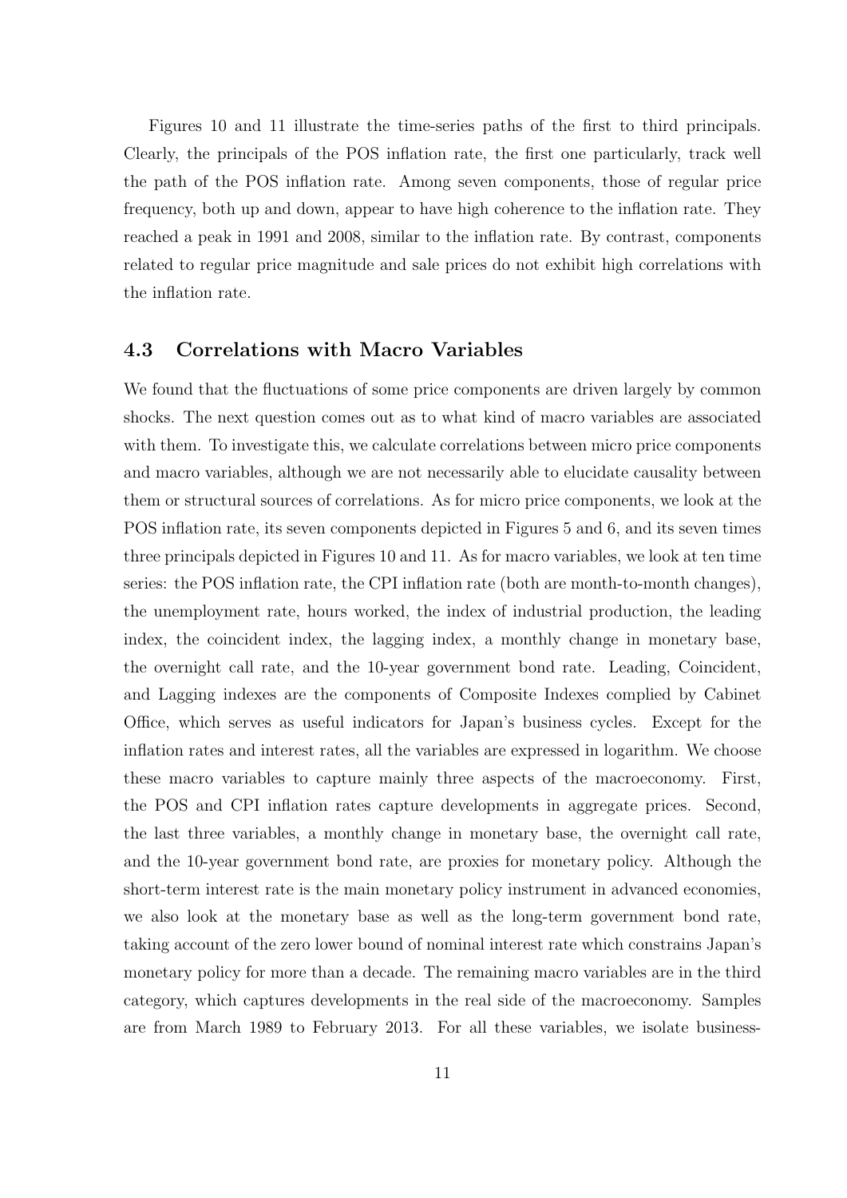Figures 10 and 11 illustrate the time-series paths of the first to third principals. Clearly, the principals of the POS inflation rate, the first one particularly, track well the path of the POS inflation rate. Among seven components, those of regular price frequency, both up and down, appear to have high coherence to the inflation rate. They reached a peak in 1991 and 2008, similar to the inflation rate. By contrast, components related to regular price magnitude and sale prices do not exhibit high correlations with the inflation rate.

### 4.3 Correlations with Macro Variables

We found that the fluctuations of some price components are driven largely by common shocks. The next question comes out as to what kind of macro variables are associated with them. To investigate this, we calculate correlations between micro price components and macro variables, although we are not necessarily able to elucidate causality between them or structural sources of correlations. As for micro price components, we look at the POS inflation rate, its seven components depicted in Figures 5 and 6, and its seven times three principals depicted in Figures 10 and 11. As for macro variables, we look at ten time series: the POS inflation rate, the CPI inflation rate (both are month-to-month changes), the unemployment rate, hours worked, the index of industrial production, the leading index, the coincident index, the lagging index, a monthly change in monetary base, the overnight call rate, and the 10-year government bond rate. Leading, Coincident, and Lagging indexes are the components of Composite Indexes complied by Cabinet Office, which serves as useful indicators for Japan's business cycles. Except for the inflation rates and interest rates, all the variables are expressed in logarithm. We choose these macro variables to capture mainly three aspects of the macroeconomy. First, the POS and CPI inflation rates capture developments in aggregate prices. Second, the last three variables, a monthly change in monetary base, the overnight call rate, and the 10-year government bond rate, are proxies for monetary policy. Although the short-term interest rate is the main monetary policy instrument in advanced economies, we also look at the monetary base as well as the long-term government bond rate, taking account of the zero lower bound of nominal interest rate which constrains Japan's monetary policy for more than a decade. The remaining macro variables are in the third category, which captures developments in the real side of the macroeconomy. Samples are from March 1989 to February 2013. For all these variables, we isolate business-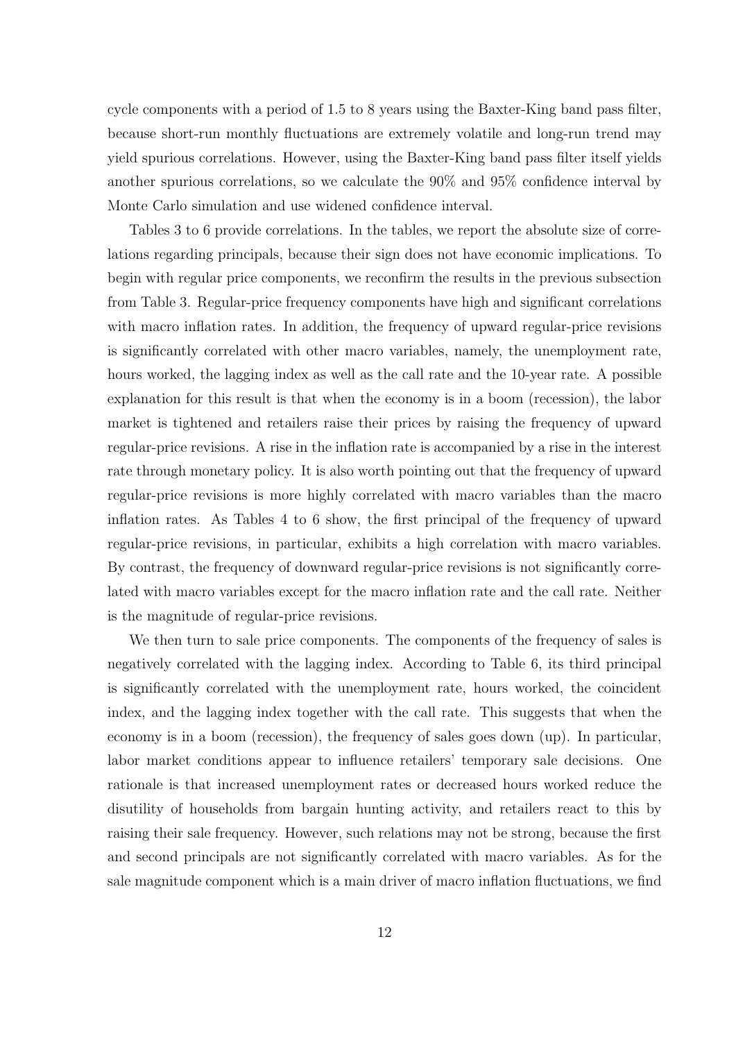cycle components with a period of 1.5 to 8 years using the Baxter-King band pass filter, because short-run monthly fluctuations are extremely volatile and long-run trend may yield spurious correlations. However, using the Baxter-King band pass filter itself yields another spurious correlations, so we calculate the 90% and 95% confidence interval by Monte Carlo simulation and use widened confidence interval.

Tables 3 to 6 provide correlations. In the tables, we report the absolute size of correlations regarding principals, because their sign does not have economic implications. To begin with regular price components, we reconfirm the results in the previous subsection from Table 3. Regular-price frequency components have high and significant correlations with macro inflation rates. In addition, the frequency of upward regular-price revisions is significantly correlated with other macro variables, namely, the unemployment rate, hours worked, the lagging index as well as the call rate and the 10-year rate. A possible explanation for this result is that when the economy is in a boom (recession), the labor market is tightened and retailers raise their prices by raising the frequency of upward regular-price revisions. A rise in the inflation rate is accompanied by a rise in the interest rate through monetary policy. It is also worth pointing out that the frequency of upward regular-price revisions is more highly correlated with macro variables than the macro inflation rates. As Tables 4 to 6 show, the first principal of the frequency of upward regular-price revisions, in particular, exhibits a high correlation with macro variables. By contrast, the frequency of downward regular-price revisions is not significantly correlated with macro variables except for the macro inflation rate and the call rate. Neither is the magnitude of regular-price revisions.

We then turn to sale price components. The components of the frequency of sales is negatively correlated with the lagging index. According to Table 6, its third principal is significantly correlated with the unemployment rate, hours worked, the coincident index, and the lagging index together with the call rate. This suggests that when the economy is in a boom (recession), the frequency of sales goes down (up). In particular, labor market conditions appear to influence retailers' temporary sale decisions. One rationale is that increased unemployment rates or decreased hours worked reduce the disutility of households from bargain hunting activity, and retailers react to this by raising their sale frequency. However, such relations may not be strong, because the first and second principals are not significantly correlated with macro variables. As for the sale magnitude component which is a main driver of macro inflation fluctuations, we find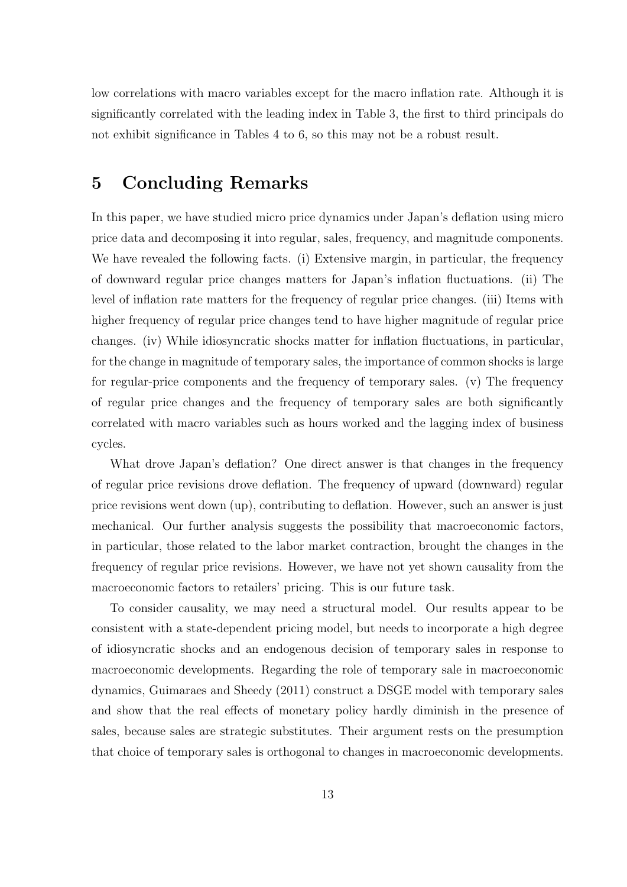low correlations with macro variables except for the macro inflation rate. Although it is significantly correlated with the leading index in Table 3, the first to third principals do not exhibit significance in Tables 4 to 6, so this may not be a robust result.

# 5 Concluding Remarks

In this paper, we have studied micro price dynamics under Japan's deflation using micro price data and decomposing it into regular, sales, frequency, and magnitude components. We have revealed the following facts. (i) Extensive margin, in particular, the frequency of downward regular price changes matters for Japan's inflation fluctuations. (ii) The level of inflation rate matters for the frequency of regular price changes. (iii) Items with higher frequency of regular price changes tend to have higher magnitude of regular price changes. (iv) While idiosyncratic shocks matter for inflation fluctuations, in particular, for the change in magnitude of temporary sales, the importance of common shocks is large for regular-price components and the frequency of temporary sales. (v) The frequency of regular price changes and the frequency of temporary sales are both significantly correlated with macro variables such as hours worked and the lagging index of business cycles.

What drove Japan's deflation? One direct answer is that changes in the frequency of regular price revisions drove deflation. The frequency of upward (downward) regular price revisions went down (up), contributing to deflation. However, such an answer is just mechanical. Our further analysis suggests the possibility that macroeconomic factors, in particular, those related to the labor market contraction, brought the changes in the frequency of regular price revisions. However, we have not yet shown causality from the macroeconomic factors to retailers' pricing. This is our future task.

To consider causality, we may need a structural model. Our results appear to be consistent with a state-dependent pricing model, but needs to incorporate a high degree of idiosyncratic shocks and an endogenous decision of temporary sales in response to macroeconomic developments. Regarding the role of temporary sale in macroeconomic dynamics, Guimaraes and Sheedy (2011) construct a DSGE model with temporary sales and show that the real effects of monetary policy hardly diminish in the presence of sales, because sales are strategic substitutes. Their argument rests on the presumption that choice of temporary sales is orthogonal to changes in macroeconomic developments.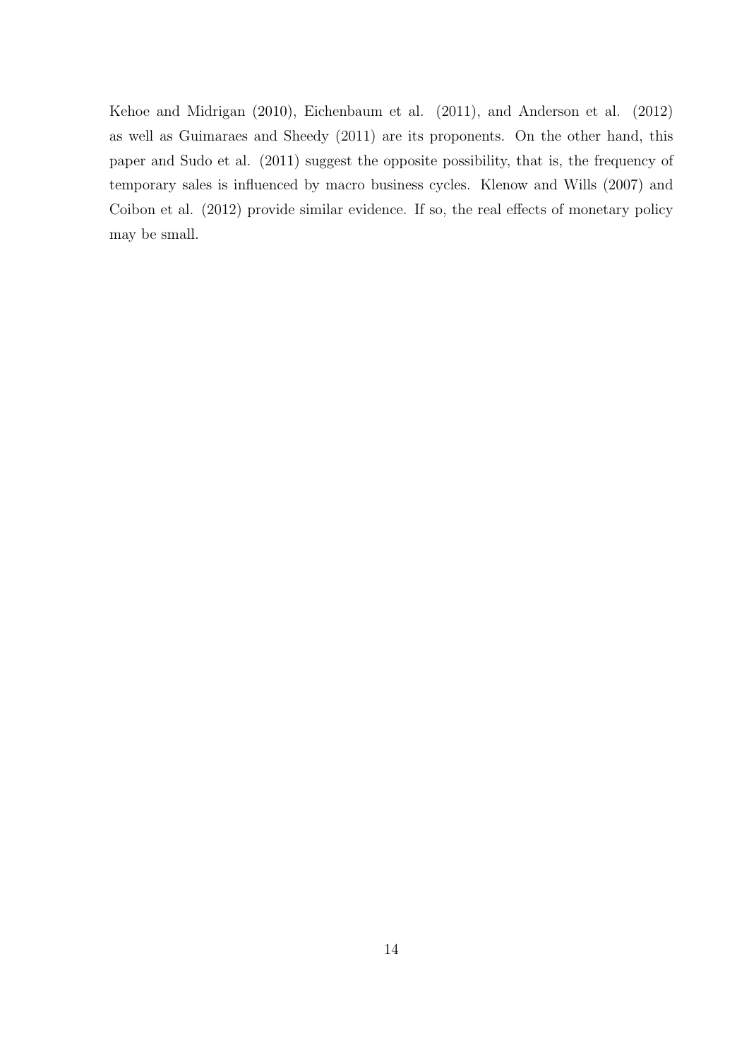Kehoe and Midrigan (2010), Eichenbaum et al. (2011), and Anderson et al. (2012) as well as Guimaraes and Sheedy (2011) are its proponents. On the other hand, this paper and Sudo et al. (2011) suggest the opposite possibility, that is, the frequency of temporary sales is influenced by macro business cycles. Klenow and Wills (2007) and Coibon et al. (2012) provide similar evidence. If so, the real effects of monetary policy may be small.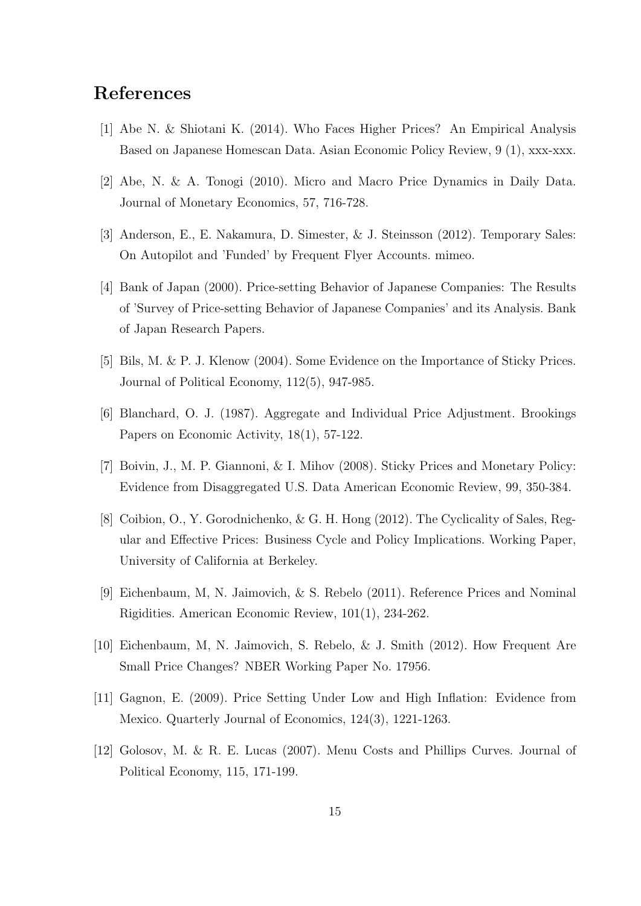# References

[1] Abe N. & Shiotani K. (2014). Who Faces Higher Prices? An Empirical Analysis Based on Japanese Homescan Data. Asian Economic Policy Review, 9 (1), xxx-xxx.

[2] Abe, N. & A. Tonogi (2010). Micro and Macro Price Dynamics in Daily Data. Journal of Monetary Economics, 57, 716-728.

[3] Anderson, E., E. Nakamura, D. Simester, & J. Steinsson (2012). Temporary Sales: On Autopilot and 'Funded' by Frequent Flyer Accounts. mimeo.

[4] Bank of Japan (2000). Price-setting Behavior of Japanese Companies: The Results of 'Survey of Price-setting Behavior of Japanese Companies' and its Analysis. Bank of Japan Research Papers.

[5] Bils, M. & P. J. Klenow (2004). Some Evidence on the Importance of Sticky Prices. Journal of Political Economy, 112(5), 947-985.

[6] Blanchard, O. J. (1987). Aggregate and Individual Price Adjustment. Brookings Papers on Economic Activity, 18(1), 57-122.

[7] Boivin, J., M. P. Giannoni, & I. Mihov (2008). Sticky Prices and Monetary Policy: Evidence from Disaggregated U.S. Data American Economic Review, 99, 350-384.

[8] Coibion, O., Y. Gorodnichenko, & G. H. Hong (2012). The Cyclicality of Sales, Regular and Effective Prices: Business Cycle and Policy Implications. Working Paper, University of California at Berkeley.

[9] Eichenbaum, M, N. Jaimovich, & S. Rebelo (2011). Reference Prices and Nominal Rigidities. American Economic Review, 101(1), 234-262.

[10] Eichenbaum, M, N. Jaimovich, S. Rebelo, & J. Smith (2012). How Frequent Are Small Price Changes? NBER Working Paper No. 17956.

[11] Gagnon, E. (2009). Price Setting Under Low and High Inflation: Evidence from Mexico. Quarterly Journal of Economics, 124(3), 1221-1263.

[12] Golosov, M. & R. E. Lucas (2007). Menu Costs and Phillips Curves. Journal of Political Economy, 115, 171-199.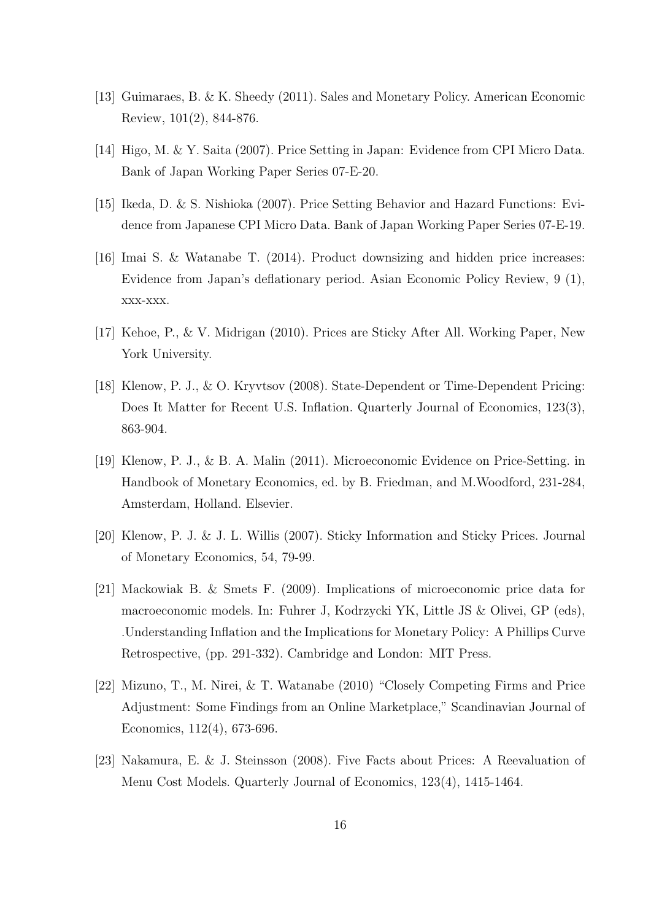[13] Guimaraes, B. & K. Sheedy (2011). Sales and Monetary Policy. American Economic Review, 101(2), 844-876.

[14] Higo, M. & Y. Saita (2007). Price Setting in Japan: Evidence from CPI Micro Data. Bank of Japan Working Paper Series 07-E-20.

[15] Ikeda, D. & S. Nishioka (2007). Price Setting Behavior and Hazard Functions: Evidence from Japanese CPI Micro Data. Bank of Japan Working Paper Series 07-E-19.

[16] Imai S. & Watanabe T. (2014). Product downsizing and hidden price increases: Evidence from Japan's deflationary period. Asian Economic Policy Review, 9 (1), xxx-xxx.

[17] Kehoe, P., & V. Midrigan (2010). Prices are Sticky After All. Working Paper, New York University.

[18] Klenow, P. J., & O. Kryvtsov (2008). State-Dependent or Time-Dependent Pricing: Does It Matter for Recent U.S. Inflation. Quarterly Journal of Economics, 123(3), 863-904.

[19] Klenow, P. J., & B. A. Malin (2011). Microeconomic Evidence on Price-Setting. in Handbook of Monetary Economics, ed. by B. Friedman, and M.Woodford, 231-284, Amsterdam, Holland. Elsevier.

[20] Klenow, P. J. & J. L. Willis (2007). Sticky Information and Sticky Prices. Journal of Monetary Economics, 54, 79-99.

[21] Mackowiak B. & Smets F. (2009). Implications of microeconomic price data for macroeconomic models. In: Fuhrer J, Kodrzycki YK, Little JS & Olivei, GP (eds), .Understanding Inflation and the Implications for Monetary Policy: A Phillips Curve Retrospective, (pp. 291-332). Cambridge and London: MIT Press.

[22] Mizuno, T., M. Nirei, & T. Watanabe (2010) "Closely Competing Firms and Price Adjustment: Some Findings from an Online Marketplace," Scandinavian Journal of Economics, 112(4), 673-696.

[23] Nakamura, E. & J. Steinsson (2008). Five Facts about Prices: A Reevaluation of Menu Cost Models. Quarterly Journal of Economics, 123(4), 1415-1464.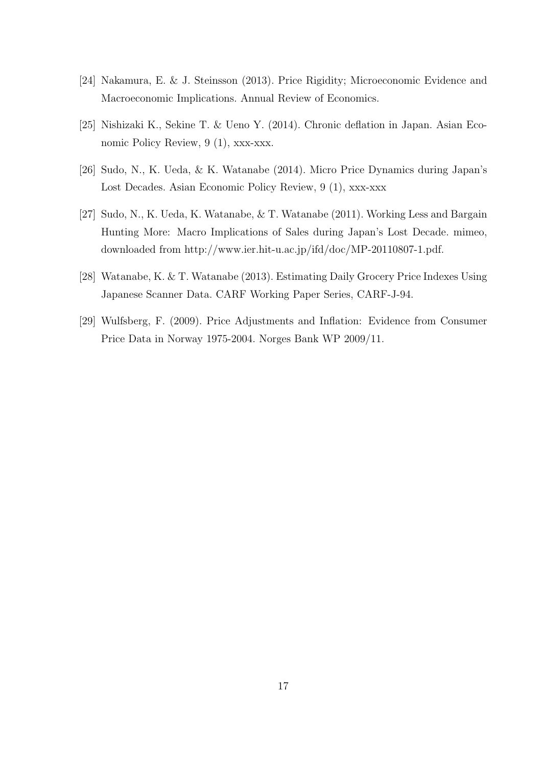[24] Nakamura, E. & J. Steinsson (2013). Price Rigidity; Microeconomic Evidence and Macroeconomic Implications. Annual Review of Economics.

[25] Nishizaki K., Sekine T. & Ueno Y. (2014). Chronic deflation in Japan. Asian Economic Policy Review, 9 (1), xxx-xxx.

[26] Sudo, N., K. Ueda, & K. Watanabe (2014). Micro Price Dynamics during Japan's Lost Decades. Asian Economic Policy Review, 9 (1), xxx-xxx

[27] Sudo, N., K. Ueda, K. Watanabe, & T. Watanabe (2011). Working Less and Bargain Hunting More: Macro Implications of Sales during Japan's Lost Decade. mimeo, downloaded from http://www.ier.hit-u.ac.jp/ifd/doc/MP-20110807-1.pdf.

[28] Watanabe, K. & T. Watanabe (2013). Estimating Daily Grocery Price Indexes Using Japanese Scanner Data. CARF Working Paper Series, CARF-J-94.

[29] Wulfsberg, F. (2009). Price Adjustments and Inflation: Evidence from Consumer Price Data in Norway 1975-2004. Norges Bank WP 2009/11.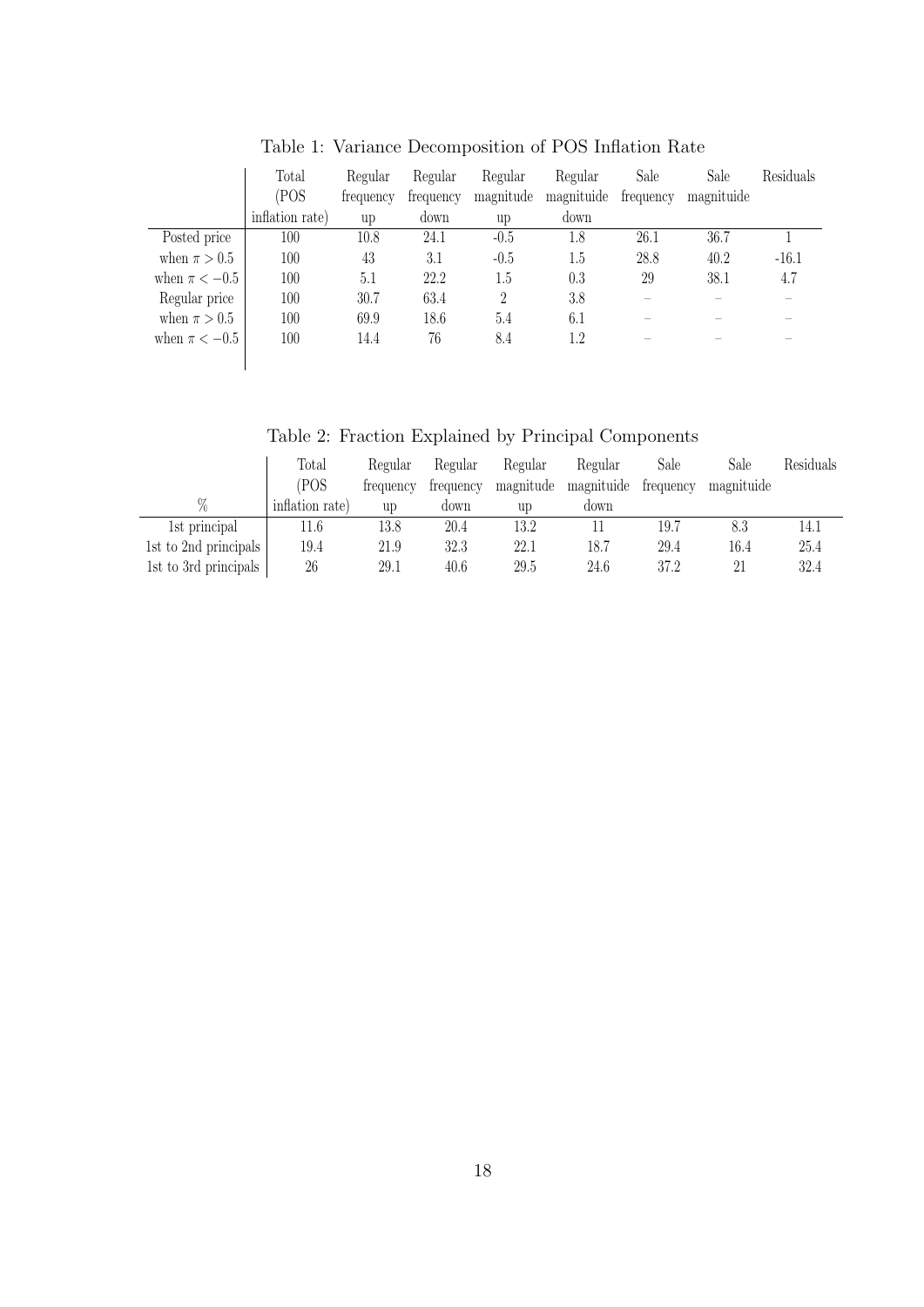Table 1: Variance Decomposition of POS Inflation Rate

| | Total (POS inflation rate) | Regular frequency up | Regular frequency down | Regular magnitude up | Regular magnituide down | Sale frequency | Sale magnituide | Residuals |
|---|---|---|---|---|---|---|---|---|
| Posted price | 100 | 10.8 | 24.1 | -0.5 | 1.8 | 26.1 | 36.7 | 1 |
| when $\pi > 0.5$ | 100 | 43 | 3.1 | -0.5 | 1.5 | 28.8 | 40.2 | -16.1 |
| when $\pi < -0.5$ | 100 | 5.1 | 22.2 | 1.5 | 0.3 | 29 | 38.1 | 4.7 |
| Regular price | 100 | 30.7 | 63.4 | 2 | 3.8 | – | – | – |
| when $\pi > 0.5$ | 100 | 69.9 | 18.6 | 5.4 | 6.1 | – | – | – |
| when $\pi < -0.5$ | 100 | 14.4 | 76 | 8.4 | 1.2 | – | – | – |

Table 2: Fraction Explained by Principal Components

| % | Total (POS inflation rate) | Regular frequency up | Regular frequency down | Regular magnitude up | Regular magnitude down | Sale frequency | Sale magnituide | Residuals |
|---|---|---|---|---|---|---|---|---|
| 1st principal | 11.6 | 13.8 | 20.4 | 13.2 | 11 | 19.7 | 8.3 | 14.1 |
| 1st to 2nd principals | 19.4 | 21.9 | 32.3 | 22.1 | 18.7 | 29.4 | 16.4 | 25.4 |
| 1st to 3rd principals | 26 | 29.1 | 40.6 | 29.5 | 24.6 | 37.2 | 21 | 32.4 |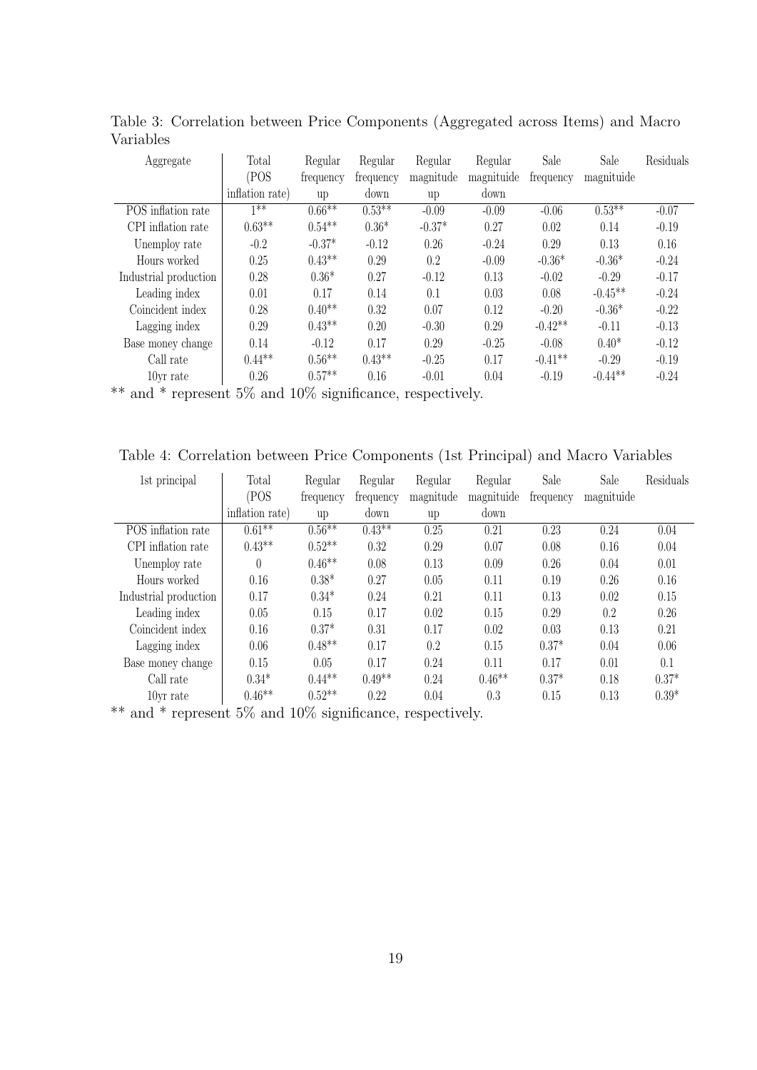Table 3: Correlation between Price Components (Aggregated across Items) and Macro Variables

| Aggregate | Total (POS inflation rate) | Regular frequency up | Regular frequency down | Regular magnitude up | Regular magnituide down | Sale frequency | Sale magnituide | Residuals |
|---|---|---|---|---|---|---|---|---|
| POS inflation rate | 1** | 0.66** | 0.53** | -0.09 | -0.09 | -0.06 | 0.53** | -0.07 |
| CPI inflation rate | 0.63** | 0.54** | 0.36* | -0.37* | 0.27 | 0.02 | 0.14 | -0.19 |
| Unemploy rate | -0.2 | -0.37* | -0.12 | 0.26 | -0.24 | 0.29 | 0.13 | 0.16 |
| Hours worked | 0.25 | 0.43** | 0.29 | 0.2 | -0.09 | -0.36* | -0.36* | -0.24 |
| Industrial production | 0.28 | 0.36* | 0.27 | -0.12 | 0.13 | -0.02 | -0.29 | -0.17 |
| Leading index | 0.01 | 0.17 | 0.14 | 0.1 | 0.03 | 0.08 | -0.45** | -0.24 |
| Coincident index | 0.28 | 0.40** | 0.32 | 0.07 | 0.12 | -0.20 | -0.36* | -0.22 |
| Lagging index | 0.29 | 0.43** | 0.20 | -0.30 | 0.29 | -0.42** | -0.11 | -0.13 |
| Base money change | 0.14 | -0.12 | 0.17 | 0.29 | -0.25 | -0.08 | 0.40* | -0.12 |
| Call rate | 0.44** | 0.56** | 0.43** | -0.25 | 0.17 | -0.41** | -0.29 | -0.19 |
| 10yr rate | 0.26 | 0.57** | 0.16 | -0.01 | 0.04 | -0.19 | -0.44** | -0.24 |

** and * represent 5% and 10% significance, respectively.

Table 4: Correlation between Price Components (1st Principal) and Macro Variables

| 1st principal | Total (POS inflation rate) | Regular frequency up | Regular frequency down | Regular magnitude up | Regular magnituide down | Sale frequency | Sale magnituide | Residuals |
|---|---|---|---|---|---|---|---|---|
| POS inflation rate | 0.61** | 0.56** | 0.43** | 0.25 | 0.21 | 0.23 | 0.24 | 0.04 |
| CPI inflation rate | 0.43** | 0.52** | 0.32 | 0.29 | 0.07 | 0.08 | 0.16 | 0.04 |
| Unemploy rate | 0 | 0.46** | 0.08 | 0.13 | 0.09 | 0.26 | 0.04 | 0.01 |
| Hours worked | 0.16 | 0.38* | 0.27 | 0.05 | 0.11 | 0.19 | 0.26 | 0.16 |
| Industrial production | 0.17 | 0.34* | 0.24 | 0.21 | 0.11 | 0.13 | 0.02 | 0.15 |
| Leading index | 0.05 | 0.15 | 0.17 | 0.02 | 0.15 | 0.29 | 0.2 | 0.26 |
| Coincident index | 0.16 | 0.37* | 0.31 | 0.17 | 0.02 | 0.03 | 0.13 | 0.21 |
| Lagging index | 0.06 | 0.48** | 0.17 | 0.2 | 0.15 | 0.37* | 0.04 | 0.06 |
| Base money change | 0.15 | 0.05 | 0.17 | 0.24 | 0.11 | 0.17 | 0.01 | 0.1 |
| Call rate | 0.34* | 0.44** | 0.49** | 0.24 | 0.46** | 0.37* | 0.18 | 0.37* |
| 10yr rate | 0.46** | 0.52** | 0.22 | 0.04 | 0.3 | 0.15 | 0.13 | 0.39* |

** and * represent 5% and 10% significance, respectively.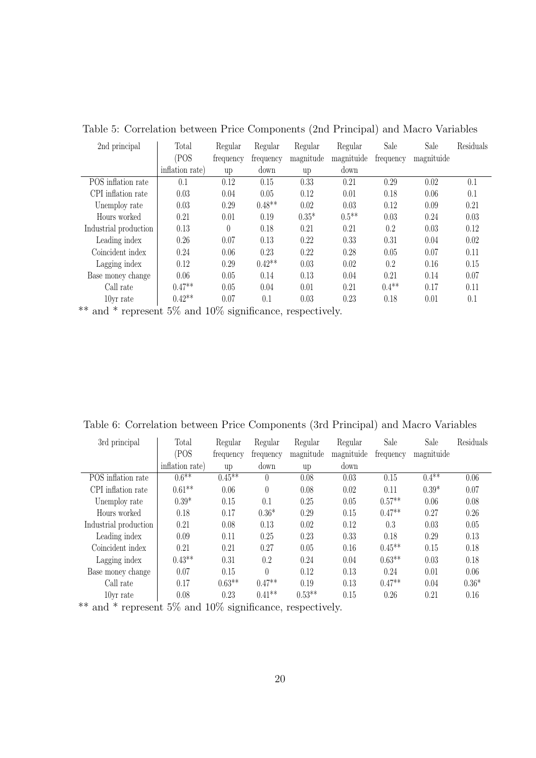Table 5: Correlation between Price Components (2nd Principal) and Macro Variables

| 2nd principal | Total (POS inflation rate) | Regular frequency up | Regular frequency down | Regular magnitude up | Regular magnituide down | Sale frequency | Sale magnituide | Residuals |
|---|---|---|---|---|---|---|---|---|
| POS inflation rate | 0.1 | 0.12 | 0.15 | 0.33 | 0.21 | 0.29 | 0.02 | 0.1 |
| CPI inflation rate | 0.03 | 0.04 | 0.05 | 0.12 | 0.01 | 0.18 | 0.06 | 0.1 |
| Unemploy rate | 0.03 | 0.29 | 0.48** | 0.02 | 0.03 | 0.12 | 0.09 | 0.21 |
| Hours worked | 0.21 | 0.01 | 0.19 | 0.35* | 0.5** | 0.03 | 0.24 | 0.03 |
| Industrial production | 0.13 | 0 | 0.18 | 0.21 | 0.21 | 0.2 | 0.03 | 0.12 |
| Leading index | 0.26 | 0.07 | 0.13 | 0.22 | 0.33 | 0.31 | 0.04 | 0.02 |
| Coincident index | 0.24 | 0.06 | 0.23 | 0.22 | 0.28 | 0.05 | 0.07 | 0.11 |
| Lagging index | 0.12 | 0.29 | 0.42** | 0.03 | 0.02 | 0.2 | 0.16 | 0.15 |
| Base money change | 0.06 | 0.05 | 0.14 | 0.13 | 0.04 | 0.21 | 0.14 | 0.07 |
| Call rate | 0.47** | 0.05 | 0.04 | 0.01 | 0.21 | 0.4** | 0.17 | 0.11 |
| 10yr rate | 0.42** | 0.07 | 0.1 | 0.03 | 0.23 | 0.18 | 0.01 | 0.1 |

** and * represent 5% and 10% significance, respectively.

Table 6: Correlation between Price Components (3rd Principal) and Macro Variables

| 3rd principal | Total (POS inflation rate) | Regular frequency up | Regular frequency down | Regular magnitude up | Regular magnituide down | Sale frequency | Sale magnituide | Residuals |
|---|---|---|---|---|---|---|---|---|
| POS inflation rate | 0.6** | 0.45** | 0 | 0.08 | 0.03 | 0.15 | 0.4** | 0.06 |
| CPI inflation rate | 0.61** | 0.06 | 0 | 0.08 | 0.02 | 0.11 | 0.39* | 0.07 |
| Unemploy rate | 0.39* | 0.15 | 0.1 | 0.25 | 0.05 | 0.57** | 0.06 | 0.08 |
| Hours worked | 0.18 | 0.17 | 0.36* | 0.29 | 0.15 | 0.47** | 0.27 | 0.26 |
| Industrial production | 0.21 | 0.08 | 0.13 | 0.02 | 0.12 | 0.3 | 0.03 | 0.05 |
| Leading index | 0.09 | 0.11 | 0.25 | 0.23 | 0.33 | 0.18 | 0.29 | 0.13 |
| Coincident index | 0.21 | 0.21 | 0.27 | 0.05 | 0.16 | 0.45** | 0.15 | 0.18 |
| Lagging index | 0.43** | 0.31 | 0.2 | 0.24 | 0.04 | 0.63** | 0.03 | 0.18 |
| Base money change | 0.07 | 0.15 | 0 | 0.12 | 0.13 | 0.24 | 0.01 | 0.06 |
| Call rate | 0.17 | 0.63** | 0.47** | 0.19 | 0.13 | 0.47** | 0.04 | 0.36* |
| 10yr rate | 0.08 | 0.23 | 0.41** | 0.53** | 0.15 | 0.26 | 0.21 | 0.16 |

** and * represent 5% and 10% significance, respectively.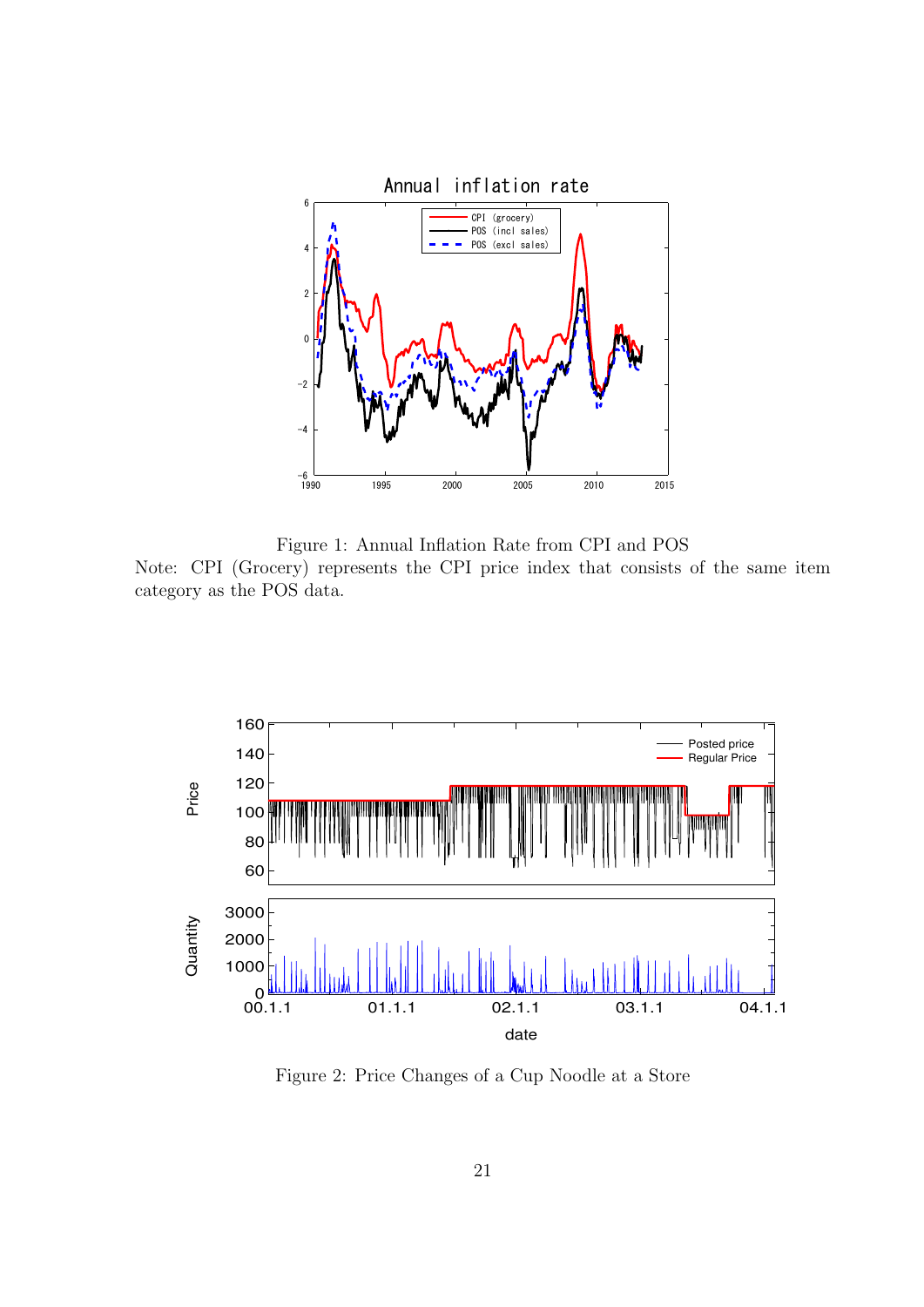Figure 1: Annual Inflation Rate from CPI and POS

Note: CPI (Grocery) represents the CPI price index that consists of the same item category as the POS data.

Figure 2: Price Changes of a Cup Noodle at a Store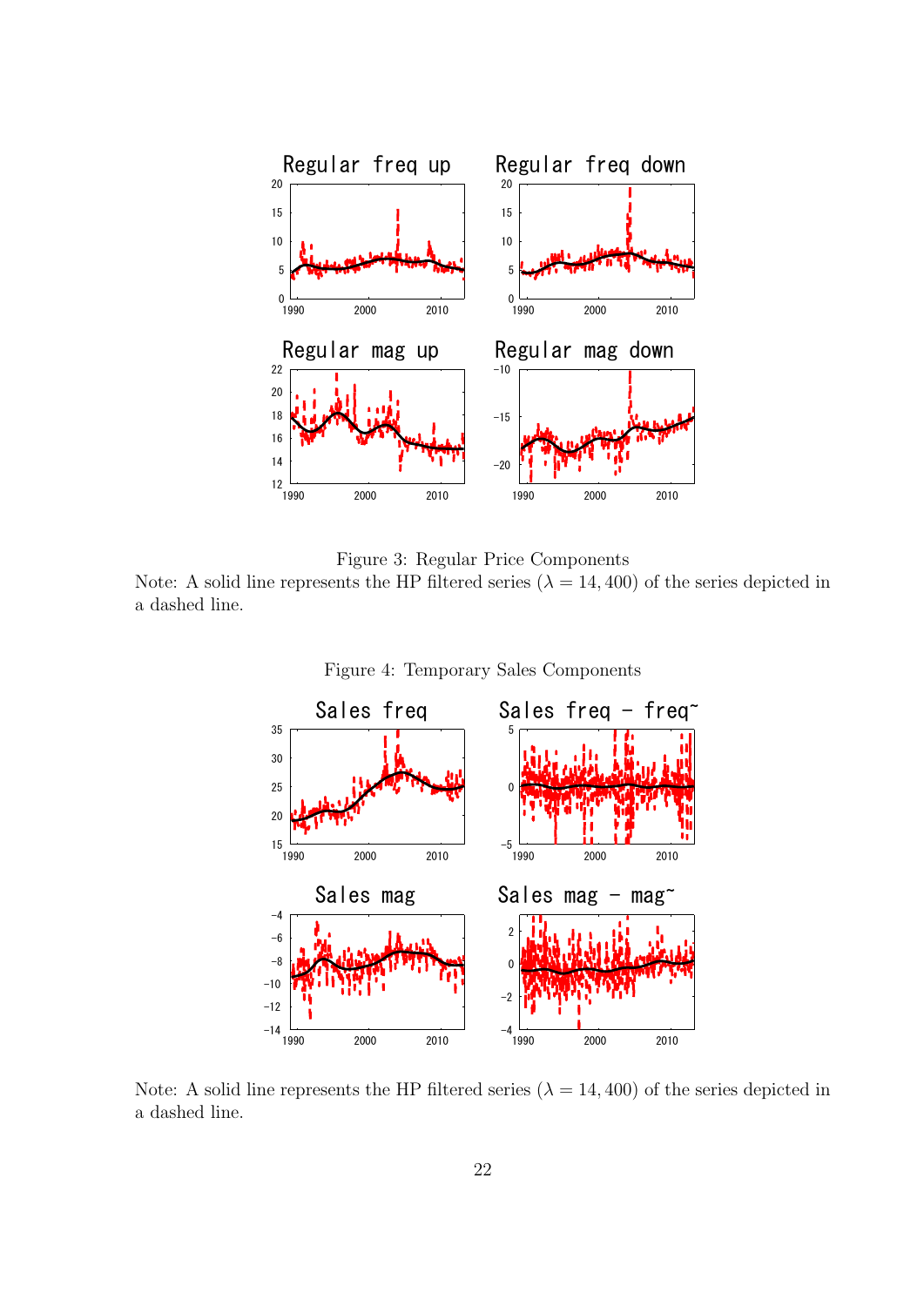Figure 3: Regular Price Components

Note: A solid line represents the HP filtered series ($\lambda = 14,400$) of the series depicted in a dashed line.

Figure 4: Temporary Sales Components

Note: A solid line represents the HP filtered series ($\lambda = 14,400$) of the series depicted in a dashed line.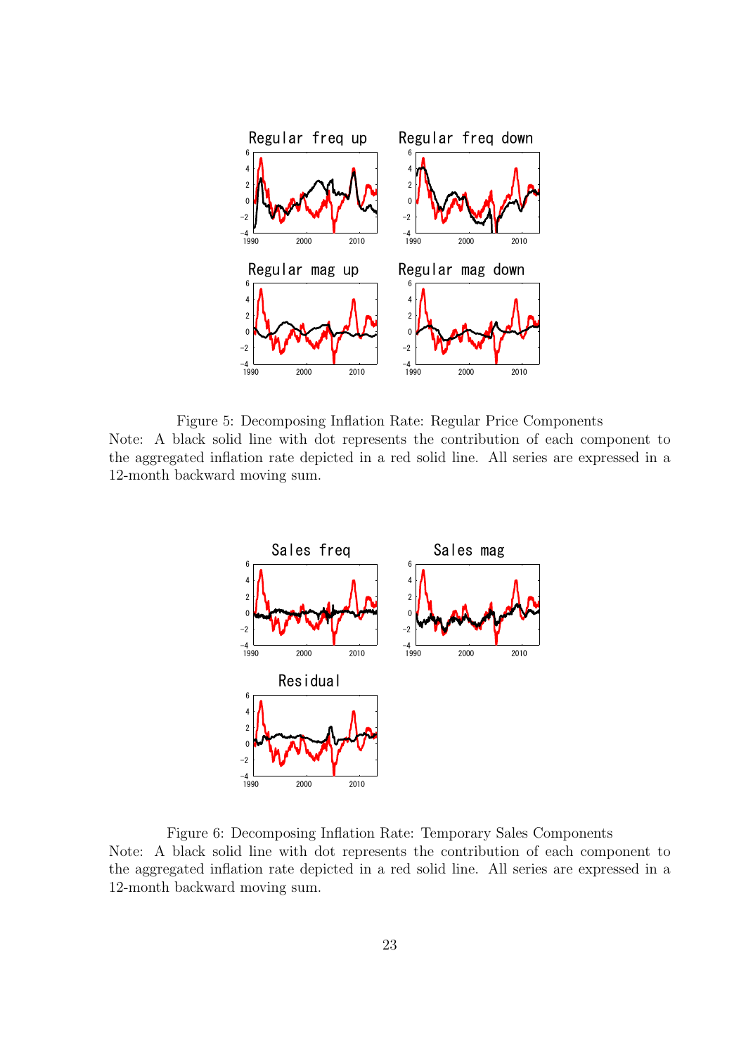Figure 5: Decomposing Inflation Rate: Regular Price Components

Note: A black solid line with dot represents the contribution of each component to the aggregated inflation rate depicted in a red solid line. All series are expressed in a 12-month backward moving sum.

Figure 6: Decomposing Inflation Rate: Temporary Sales Components

Note: A black solid line with dot represents the contribution of each component to the aggregated inflation rate depicted in a red solid line. All series are expressed in a 12-month backward moving sum.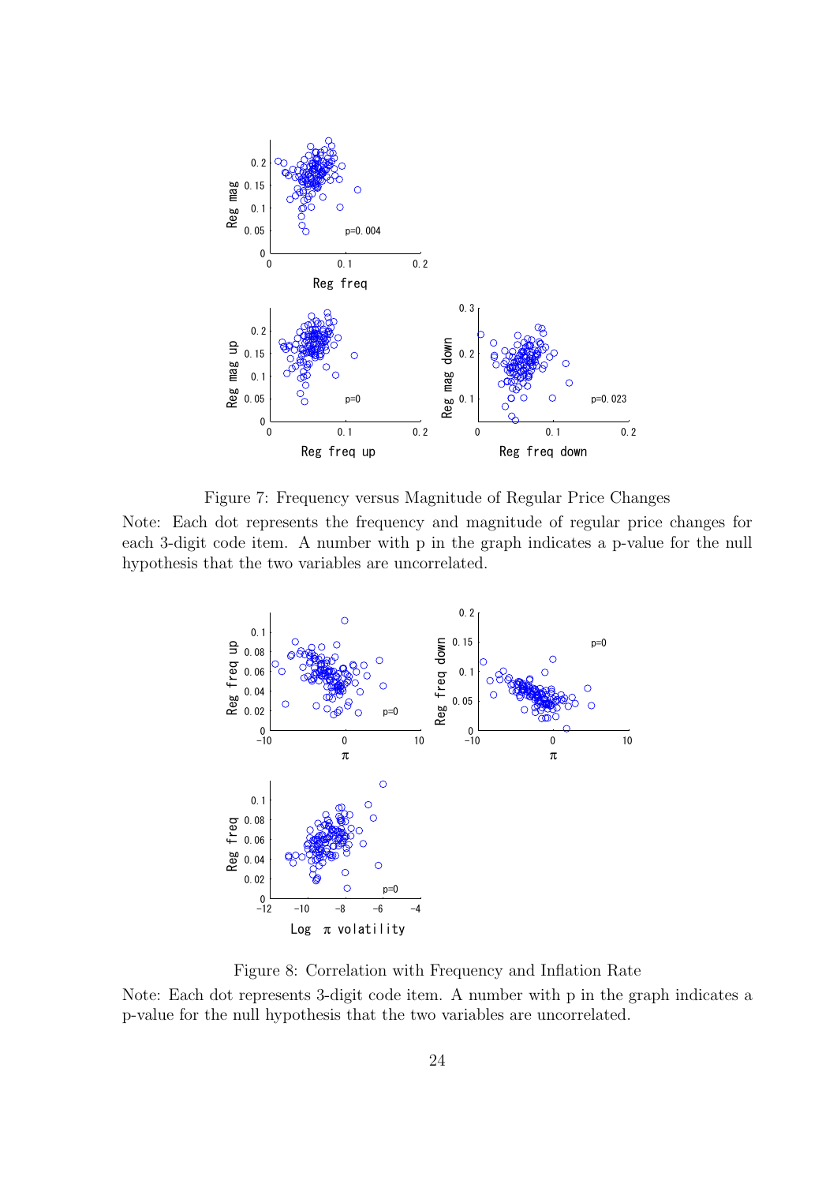Figure 7: Frequency versus Magnitude of Regular Price Changes

Note: Each dot represents the frequency and magnitude of regular price changes for each 3-digit code item. A number with p in the graph indicates a p-value for the null hypothesis that the two variables are uncorrelated.

Figure 8: Correlation with Frequency and Inflation Rate

Note: Each dot represents 3-digit code item. A number with p in the graph indicates a p-value for the null hypothesis that the two variables are uncorrelated.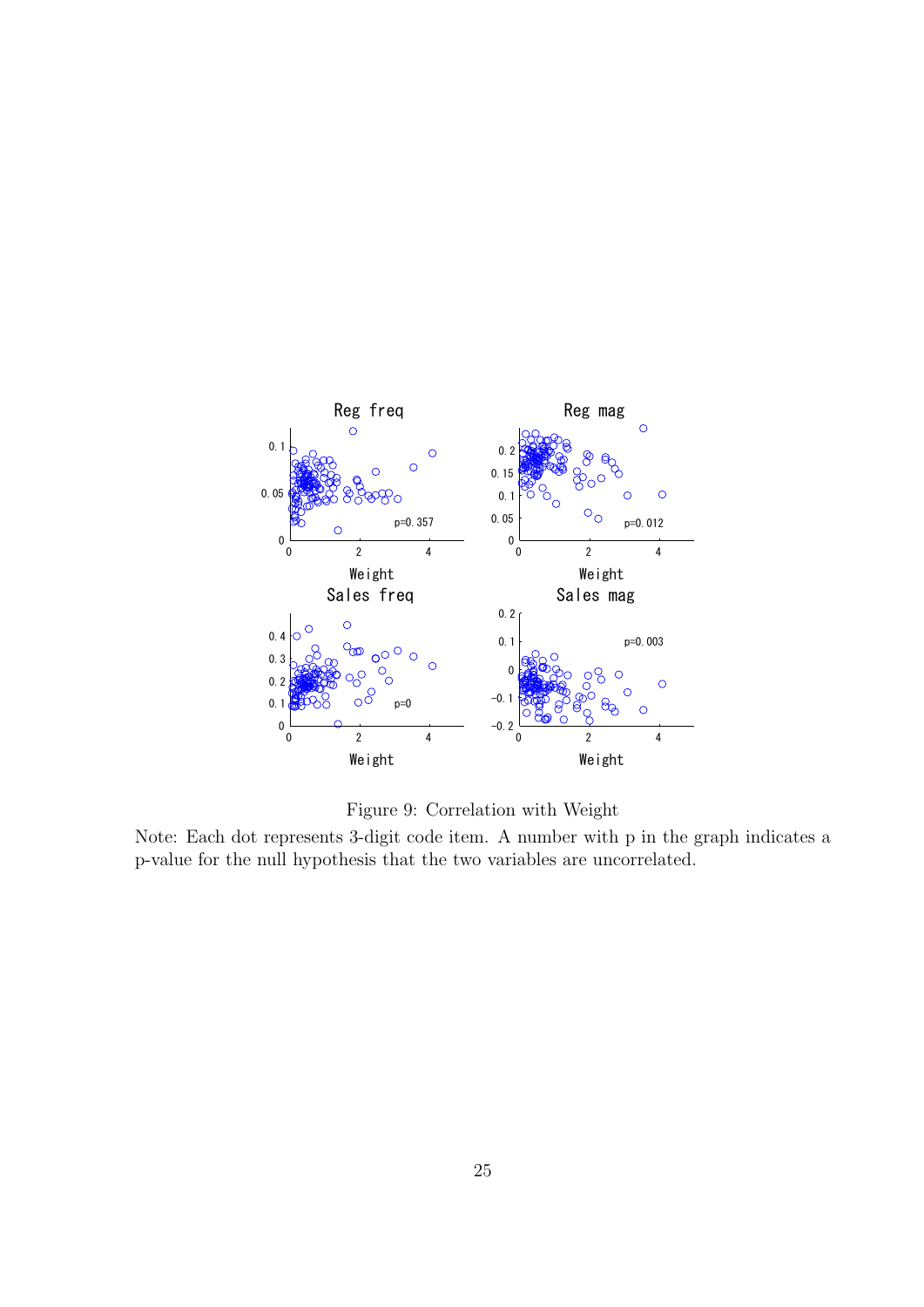Figure 9: Correlation with Weight

Note: Each dot represents 3-digit code item. A number with p in the graph indicates a p-value for the null hypothesis that the two variables are uncorrelated.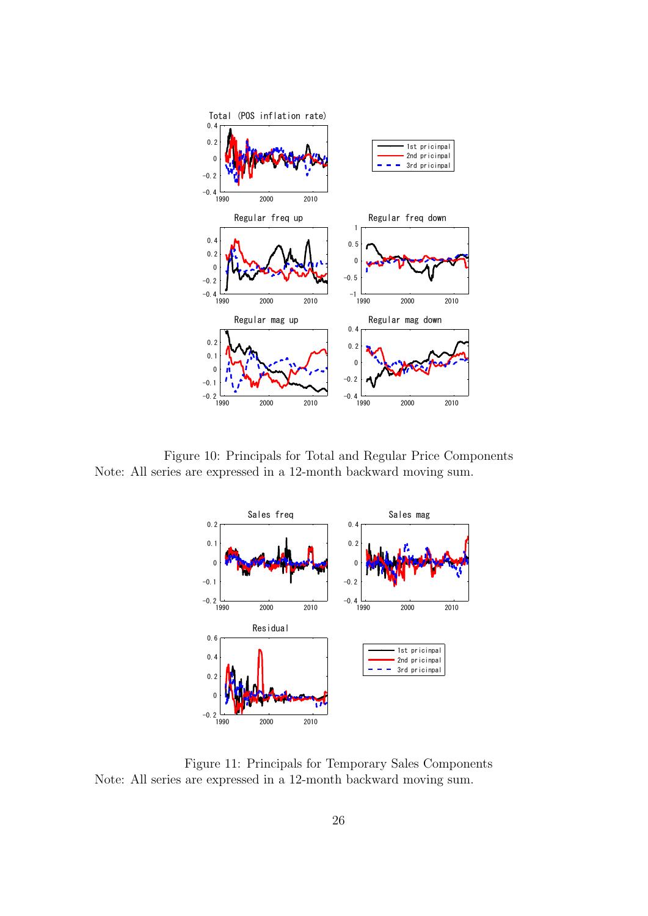Total (POS inflation rate)

0.4
0.2
0
−0.2
−0.4
1990 2000 2010

1st pricinpal
2nd pricinpal
3rd pricinpal

Regular freq up

0.4
0.2
0
−0.2
−0.4
1990 2000 2010

Regular freq down

1
0.5
0
−0.5
−1
1990 2000 2010

Regular mag up

0.2
0.1
0
−0.1
−0.2
1990 2000 2010

Regular mag down

0.4
0.2
0
−0.2
−0.4
1990 2000 2010

Figure 10: Principals for Total and Regular Price Components
Note: All series are expressed in a 12-month backward moving sum.

Sales freq

0.2
0.1
0
−0.1
−0.2
1990 2000 2010

Sales mag

0.4
0.2
0
−0.2
−0.4
1990 2000 2010

Residual

0.6
0.4
0.2
0
−0.2
1990 2000 2010

1st pricinpal
2nd pricinpal
3rd pricinpal

Figure 11: Principals for Temporary Sales Components
Note: All series are expressed in a 12-month backward moving sum.